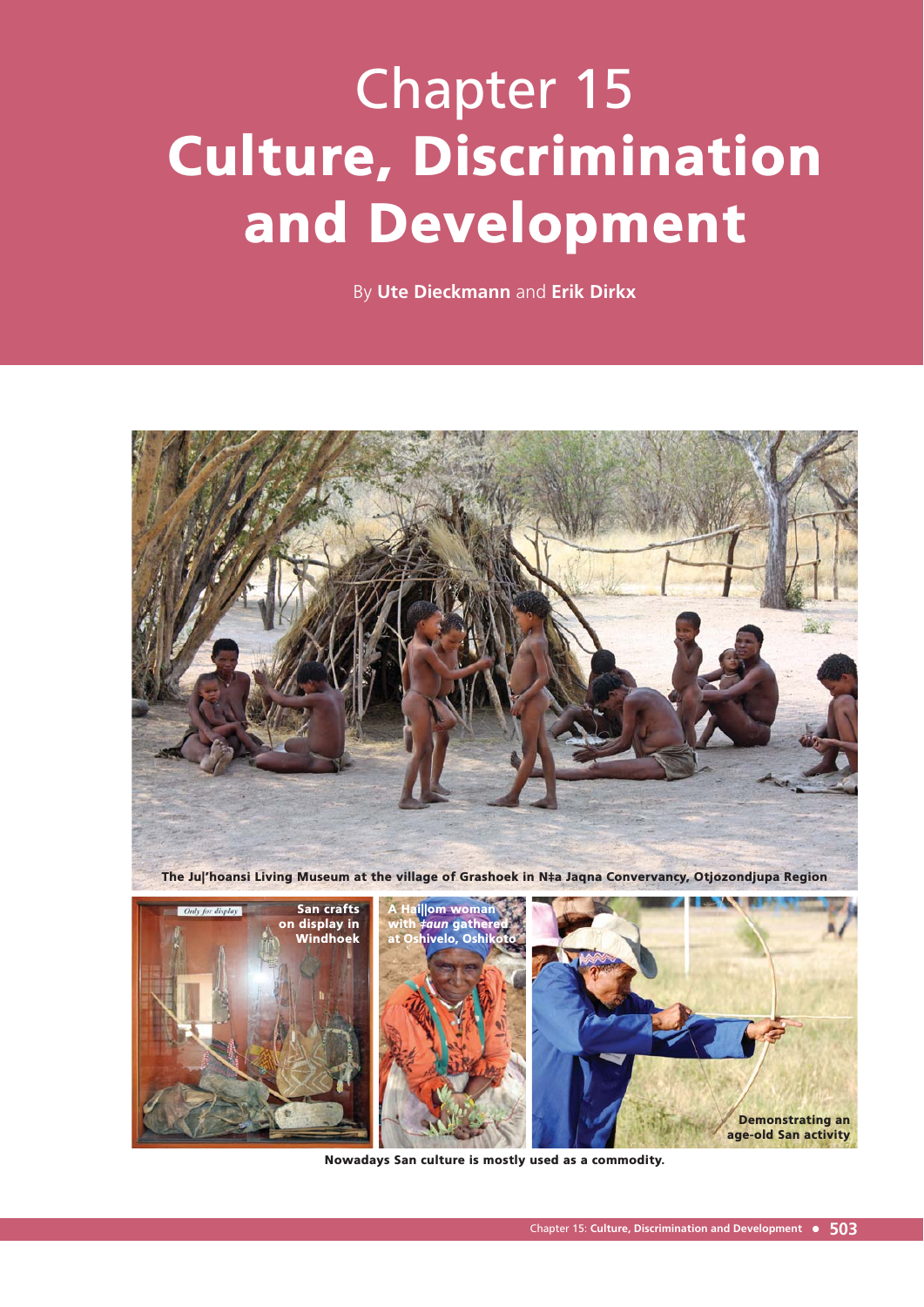# Chapter 15
# Culture, Discrimination and Development

By **Ute Dieckmann** and **Erik Dirkx**

The Ju|'hoansi Living Museum at the village of Grashoek in N‡a Jaqna Convervancy, Otjozondjupa Region

San crafts on display in Windhoek

A Hai||om woman with *‡aun* gathered at Oshivelo, Oshikoto

Demonstrating an age-old San activity

Nowadays San culture is mostly used as a commodity.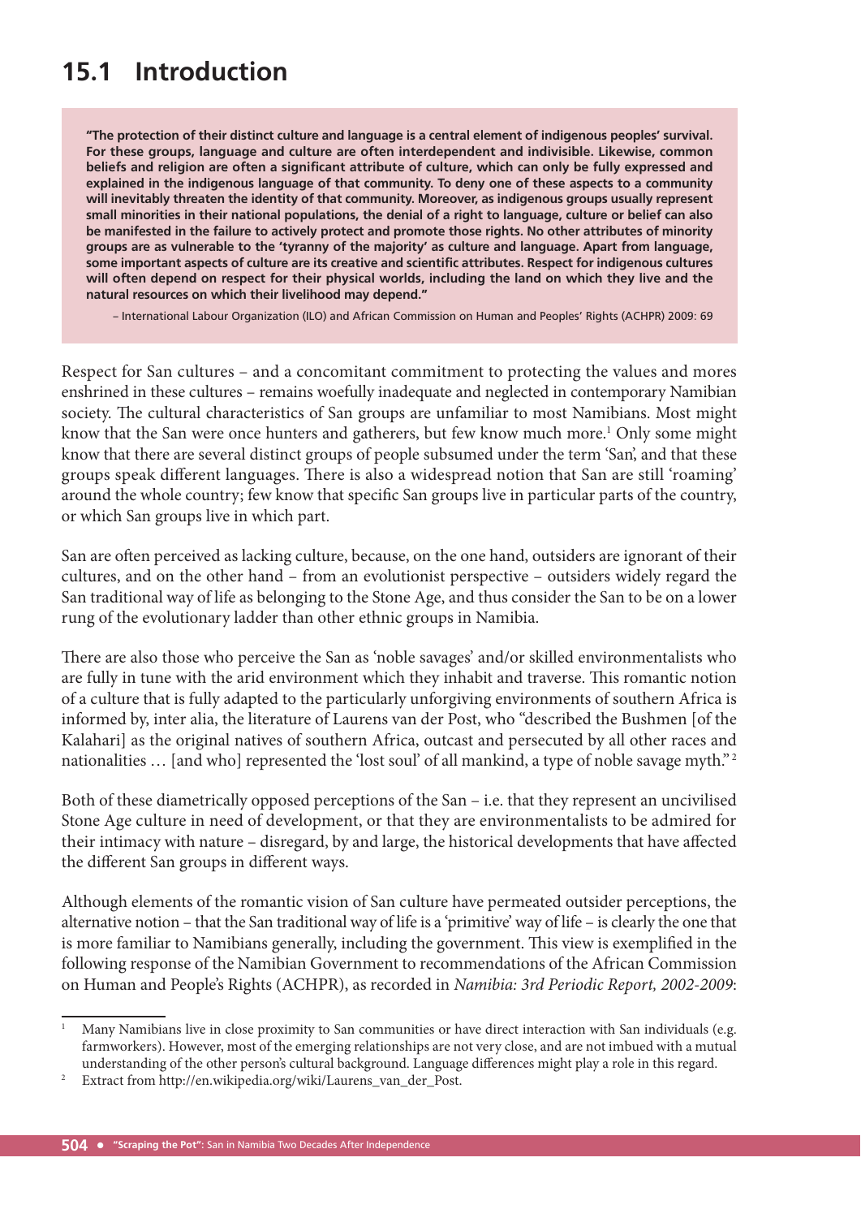## 15.1 Introduction

> **"The protection of their distinct culture and language is a central element of indigenous peoples' survival. For these groups, language and culture are often interdependent and indivisible. Likewise, common beliefs and religion are often a significant attribute of culture, which can only be fully expressed and explained in the indigenous language of that community. To deny one of these aspects to a community will inevitably threaten the identity of that community. Moreover, as indigenous groups usually represent small minorities in their national populations, the denial of a right to language, culture or belief can also be manifested in the failure to actively protect and promote those rights. No other attributes of minority groups are as vulnerable to the 'tyranny of the majority' as culture and language. Apart from language, some important aspects of culture are its creative and scientific attributes. Respect for indigenous cultures will often depend on respect for their physical worlds, including the land on which they live and the natural resources on which their livelihood may depend."**
>
> – International Labour Organization (ILO) and African Commission on Human and Peoples' Rights (ACHPR) 2009: 69

Respect for San cultures – and a concomitant commitment to protecting the values and mores enshrined in these cultures – remains woefully inadequate and neglected in contemporary Namibian society. The cultural characteristics of San groups are unfamiliar to most Namibians. Most might know that the San were once hunters and gatherers, but few know much more.[1] Only some might know that there are several distinct groups of people subsumed under the term 'San', and that these groups speak different languages. There is also a widespread notion that San are still 'roaming' around the whole country; few know that specific San groups live in particular parts of the country, or which San groups live in which part.

San are often perceived as lacking culture, because, on the one hand, outsiders are ignorant of their cultures, and on the other hand – from an evolutionist perspective – outsiders widely regard the San traditional way of life as belonging to the Stone Age, and thus consider the San to be on a lower rung of the evolutionary ladder than other ethnic groups in Namibia.

There are also those who perceive the San as 'noble savages' and/or skilled environmentalists who are fully in tune with the arid environment which they inhabit and traverse. This romantic notion of a culture that is fully adapted to the particularly unforgiving environments of southern Africa is informed by, inter alia, the literature of Laurens van der Post, who "described the Bushmen [of the Kalahari] as the original natives of southern Africa, outcast and persecuted by all other races and nationalities … [and who] represented the 'lost soul' of all mankind, a type of noble savage myth."[2]

Both of these diametrically opposed perceptions of the San – i.e. that they represent an uncivilised Stone Age culture in need of development, or that they are environmentalists to be admired for their intimacy with nature – disregard, by and large, the historical developments that have affected the different San groups in different ways.

Although elements of the romantic vision of San culture have permeated outsider perceptions, the alternative notion – that the San traditional way of life is a 'primitive' way of life – is clearly the one that is more familiar to Namibians generally, including the government. This view is exemplified in the following response of the Namibian Government to recommendations of the African Commission on Human and People's Rights (ACHPR), as recorded in *Namibia: 3rd Periodic Report, 2002-2009*:

---

[1] Many Namibians live in close proximity to San communities or have direct interaction with San individuals (e.g. farmworkers). However, most of the emerging relationships are not very close, and are not imbued with a mutual understanding of the other person's cultural background. Language differences might play a role in this regard.

[2] Extract from http://en.wikipedia.org/wiki/Laurens_van_der_Post.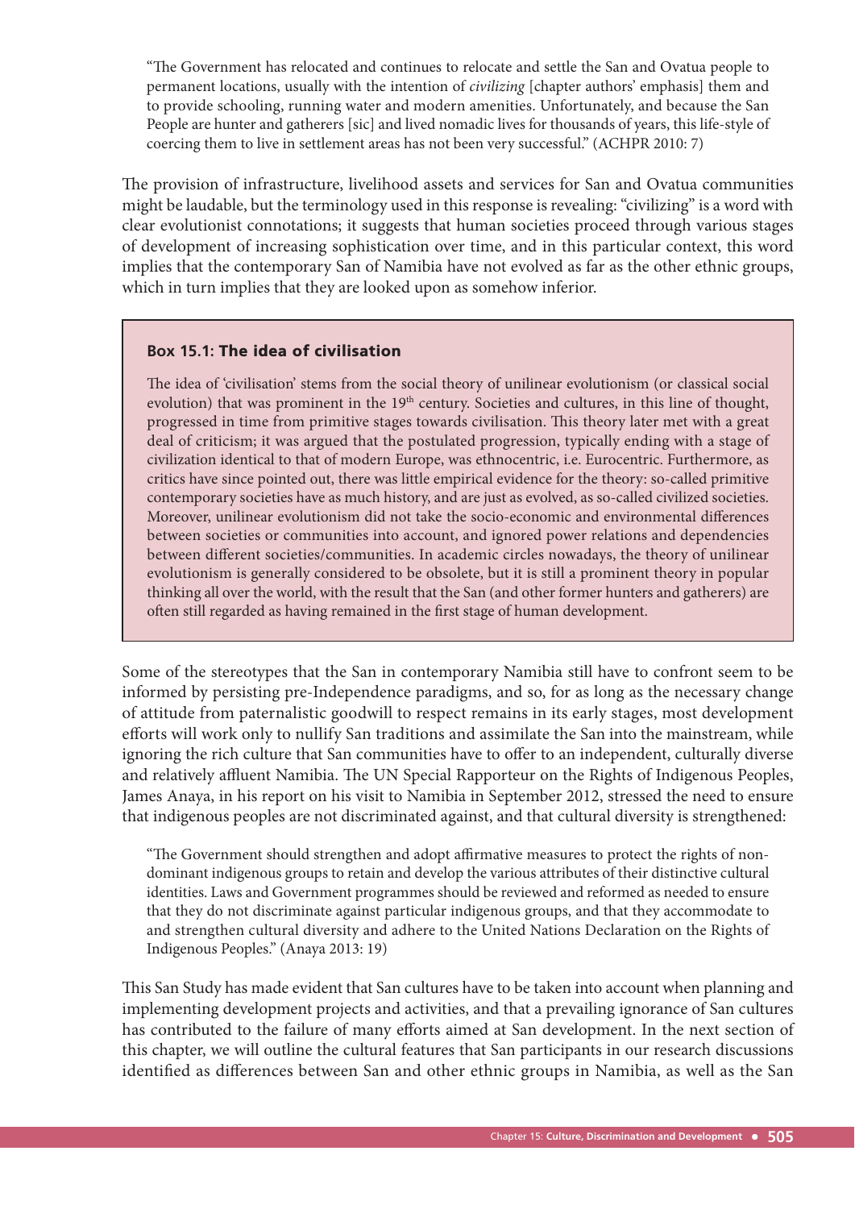> "The Government has relocated and continues to relocate and settle the San and Ovatua people to permanent locations, usually with the intention of *civilizing* [chapter authors' emphasis] them and to provide schooling, running water and modern amenities. Unfortunately, and because the San People are hunter and gatherers [sic] and lived nomadic lives for thousands of years, this life-style of coercing them to live in settlement areas has not been very successful." (ACHPR 2010: 7)

The provision of infrastructure, livelihood assets and services for San and Ovatua communities might be laudable, but the terminology used in this response is revealing: "civilizing" is a word with clear evolutionist connotations; it suggests that human societies proceed through various stages of development of increasing sophistication over time, and in this particular context, this word implies that the contemporary San of Namibia have not evolved as far as the other ethnic groups, which in turn implies that they are looked upon as somehow inferior.

> **Box 15.1: The idea of civilisation**
>
> The idea of 'civilisation' stems from the social theory of unilinear evolutionism (or classical social evolution) that was prominent in the 19th century. Societies and cultures, in this line of thought, progressed in time from primitive stages towards civilisation. This theory later met with a great deal of criticism; it was argued that the postulated progression, typically ending with a stage of civilization identical to that of modern Europe, was ethnocentric, i.e. Eurocentric. Furthermore, as critics have since pointed out, there was little empirical evidence for the theory: so-called primitive contemporary societies have as much history, and are just as evolved, as so-called civilized societies. Moreover, unilinear evolutionism did not take the socio-economic and environmental differences between societies or communities into account, and ignored power relations and dependencies between different societies/communities. In academic circles nowadays, the theory of unilinear evolutionism is generally considered to be obsolete, but it is still a prominent theory in popular thinking all over the world, with the result that the San (and other former hunters and gatherers) are often still regarded as having remained in the first stage of human development.

Some of the stereotypes that the San in contemporary Namibia still have to confront seem to be informed by persisting pre-Independence paradigms, and so, for as long as the necessary change of attitude from paternalistic goodwill to respect remains in its early stages, most development efforts will work only to nullify San traditions and assimilate the San into the mainstream, while ignoring the rich culture that San communities have to offer to an independent, culturally diverse and relatively affluent Namibia. The UN Special Rapporteur on the Rights of Indigenous Peoples, James Anaya, in his report on his visit to Namibia in September 2012, stressed the need to ensure that indigenous peoples are not discriminated against, and that cultural diversity is strengthened:

> "The Government should strengthen and adopt affirmative measures to protect the rights of non-dominant indigenous groups to retain and develop the various attributes of their distinctive cultural identities. Laws and Government programmes should be reviewed and reformed as needed to ensure that they do not discriminate against particular indigenous groups, and that they accommodate to and strengthen cultural diversity and adhere to the United Nations Declaration on the Rights of Indigenous Peoples." (Anaya 2013: 19)

This San Study has made evident that San cultures have to be taken into account when planning and implementing development projects and activities, and that a prevailing ignorance of San cultures has contributed to the failure of many efforts aimed at San development. In the next section of this chapter, we will outline the cultural features that San participants in our research discussions identified as differences between San and other ethnic groups in Namibia, as well as the San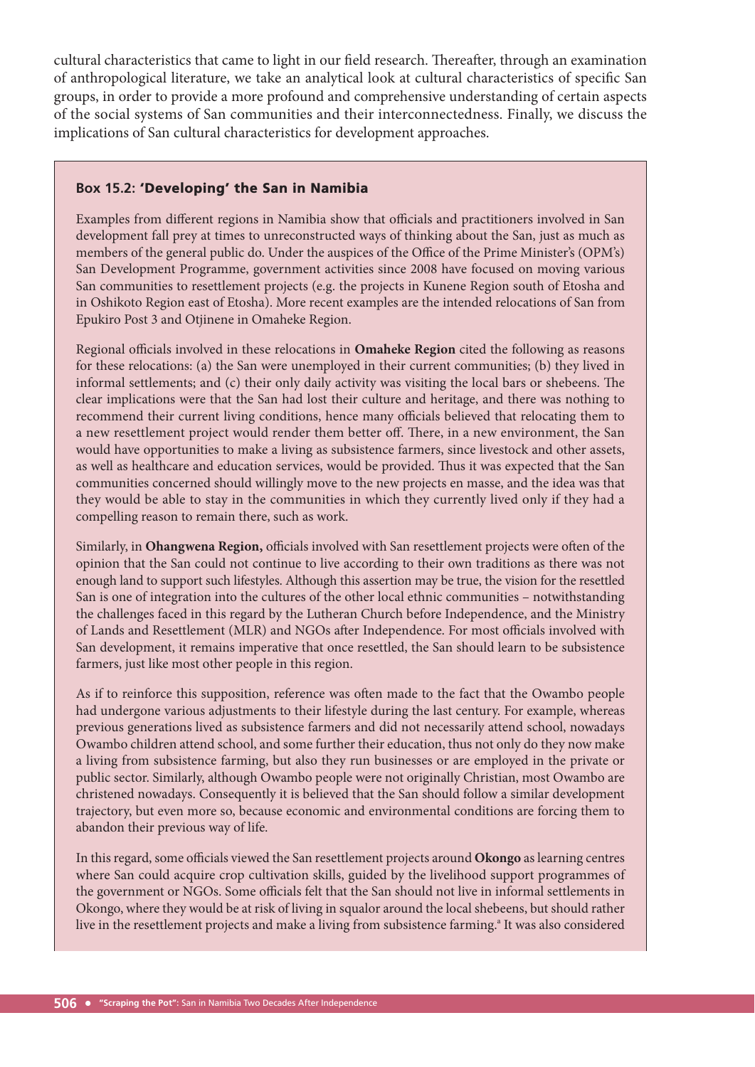cultural characteristics that came to light in our field research. Thereafter, through an examination of anthropological literature, we take an analytical look at cultural characteristics of specific San groups, in order to provide a more profound and comprehensive understanding of certain aspects of the social systems of San communities and their interconnectedness. Finally, we discuss the implications of San cultural characteristics for development approaches.

### Box 15.2: 'Developing' the San in Namibia

Examples from different regions in Namibia show that officials and practitioners involved in San development fall prey at times to unreconstructed ways of thinking about the San, just as much as members of the general public do. Under the auspices of the Office of the Prime Minister's (OPM's) San Development Programme, government activities since 2008 have focused on moving various San communities to resettlement projects (e.g. the projects in Kunene Region south of Etosha and in Oshikoto Region east of Etosha). More recent examples are the intended relocations of San from Epukiro Post 3 and Otjinene in Omaheke Region.

Regional officials involved in these relocations in **Omaheke Region** cited the following as reasons for these relocations: (a) the San were unemployed in their current communities; (b) they lived in informal settlements; and (c) their only daily activity was visiting the local bars or shebeens. The clear implications were that the San had lost their culture and heritage, and there was nothing to recommend their current living conditions, hence many officials believed that relocating them to a new resettlement project would render them better off. There, in a new environment, the San would have opportunities to make a living as subsistence farmers, since livestock and other assets, as well as healthcare and education services, would be provided. Thus it was expected that the San communities concerned should willingly move to the new projects en masse, and the idea was that they would be able to stay in the communities in which they currently lived only if they had a compelling reason to remain there, such as work.

Similarly, in **Ohangwena Region,** officials involved with San resettlement projects were often of the opinion that the San could not continue to live according to their own traditions as there was not enough land to support such lifestyles. Although this assertion may be true, the vision for the resettled San is one of integration into the cultures of the other local ethnic communities – notwithstanding the challenges faced in this regard by the Lutheran Church before Independence, and the Ministry of Lands and Resettlement (MLR) and NGOs after Independence. For most officials involved with San development, it remains imperative that once resettled, the San should learn to be subsistence farmers, just like most other people in this region.

As if to reinforce this supposition, reference was often made to the fact that the Owambo people had undergone various adjustments to their lifestyle during the last century. For example, whereas previous generations lived as subsistence farmers and did not necessarily attend school, nowadays Owambo children attend school, and some further their education, thus not only do they now make a living from subsistence farming, but also they run businesses or are employed in the private or public sector. Similarly, although Owambo people were not originally Christian, most Owambo are christened nowadays. Consequently it is believed that the San should follow a similar development trajectory, but even more so, because economic and environmental conditions are forcing them to abandon their previous way of life.

In this regard, some officials viewed the San resettlement projects around **Okongo** as learning centres where San could acquire crop cultivation skills, guided by the livelihood support programmes of the government or NGOs. Some officials felt that the San should not live in informal settlements in Okongo, where they would be at risk of living in squalor around the local shebeens, but should rather live in the resettlement projects and make a living from subsistence farming.[a] It was also considered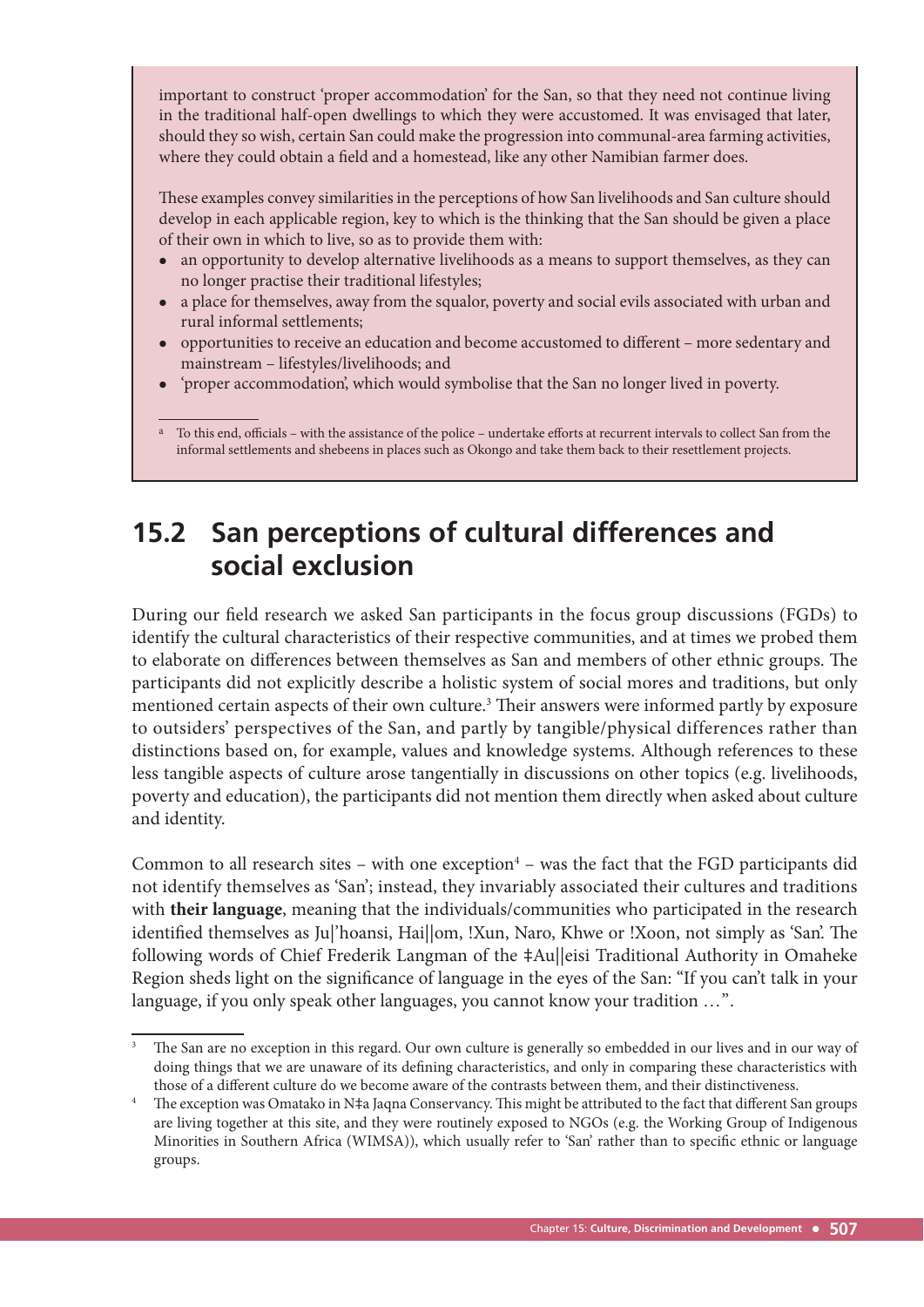important to construct 'proper accommodation' for the San, so that they need not continue living in the traditional half-open dwellings to which they were accustomed. It was envisaged that later, should they so wish, certain San could make the progression into communal-area farming activities, where they could obtain a field and a homestead, like any other Namibian farmer does.

These examples convey similarities in the perceptions of how San livelihoods and San culture should develop in each applicable region, key to which is the thinking that the San should be given a place of their own in which to live, so as to provide them with:

- an opportunity to develop alternative livelihoods as a means to support themselves, as they can no longer practise their traditional lifestyles;
- a place for themselves, away from the squalor, poverty and social evils associated with urban and rural informal settlements;
- opportunities to receive an education and become accustomed to different – more sedentary and mainstream – lifestyles/livelihoods; and
- 'proper accommodation', which would symbolise that the San no longer lived in poverty.

[a] To this end, officials – with the assistance of the police – undertake efforts at recurrent intervals to collect San from the informal settlements and shebeens in places such as Okongo and take them back to their resettlement projects.

## 15.2 San perceptions of cultural differences and social exclusion

During our field research we asked San participants in the focus group discussions (FGDs) to identify the cultural characteristics of their respective communities, and at times we probed them to elaborate on differences between themselves as San and members of other ethnic groups. The participants did not explicitly describe a holistic system of social mores and traditions, but only mentioned certain aspects of their own culture.[3] Their answers were informed partly by exposure to outsiders' perspectives of the San, and partly by tangible/physical differences rather than distinctions based on, for example, values and knowledge systems. Although references to these less tangible aspects of culture arose tangentially in discussions on other topics (e.g. livelihoods, poverty and education), the participants did not mention them directly when asked about culture and identity.

Common to all research sites – with one exception[4] – was the fact that the FGD participants did not identify themselves as 'San'; instead, they invariably associated their cultures and traditions with **their language**, meaning that the individuals/communities who participated in the research identified themselves as Ju|'hoansi, Hai||om, !Xun, Naro, Khwe or !Xoon, not simply as 'San'. The following words of Chief Frederik Langman of the ǂAu||eisi Traditional Authority in Omaheke Region sheds light on the significance of language in the eyes of the San: "If you can't talk in your language, if you only speak other languages, you cannot know your tradition …".

[3] The San are no exception in this regard. Our own culture is generally so embedded in our lives and in our way of doing things that we are unaware of its defining characteristics, and only in comparing these characteristics with those of a different culture do we become aware of the contrasts between them, and their distinctiveness.

[4] The exception was Omatako in Nǂa Jaqna Conservancy. This might be attributed to the fact that different San groups are living together at this site, and they were routinely exposed to NGOs (e.g. the Working Group of Indigenous Minorities in Southern Africa (WIMSA)), which usually refer to 'San' rather than to specific ethnic or language groups.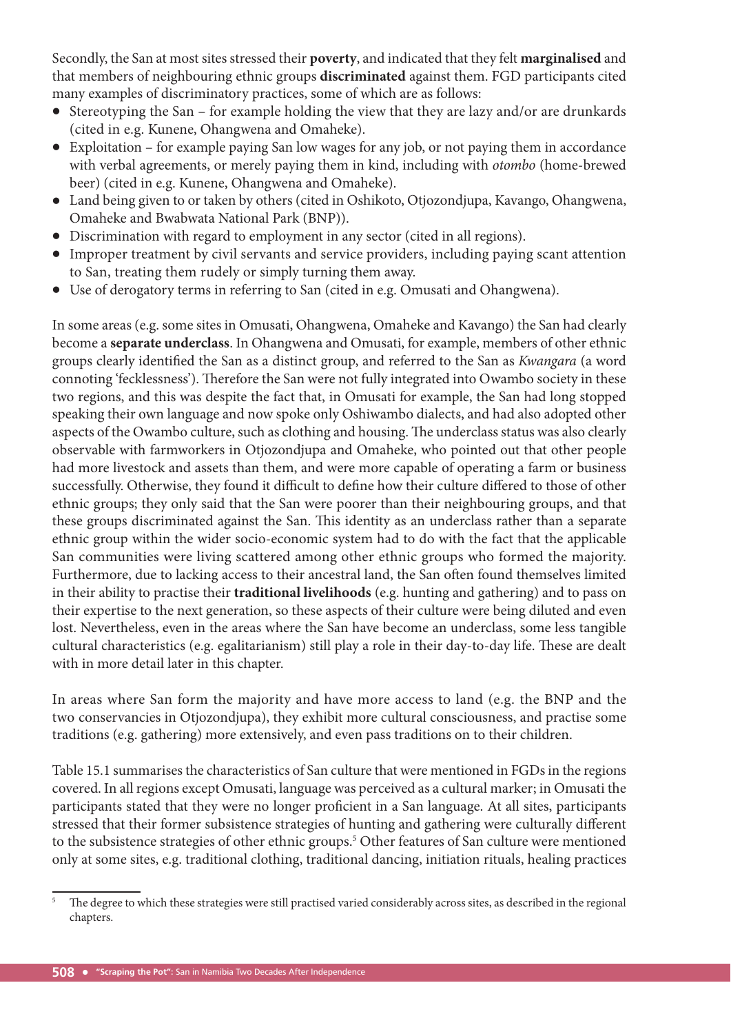Secondly, the San at most sites stressed their **poverty**, and indicated that they felt **marginalised** and that members of neighbouring ethnic groups **discriminated** against them. FGD participants cited many examples of discriminatory practices, some of which are as follows:

- Stereotyping the San – for example holding the view that they are lazy and/or are drunkards (cited in e.g. Kunene, Ohangwena and Omaheke).
- Exploitation – for example paying San low wages for any job, or not paying them in accordance with verbal agreements, or merely paying them in kind, including with *otombo* (home-brewed beer) (cited in e.g. Kunene, Ohangwena and Omaheke).
- Land being given to or taken by others (cited in Oshikoto, Otjozondjupa, Kavango, Ohangwena, Omaheke and Bwabwata National Park (BNP)).
- Discrimination with regard to employment in any sector (cited in all regions).
- Improper treatment by civil servants and service providers, including paying scant attention to San, treating them rudely or simply turning them away.
- Use of derogatory terms in referring to San (cited in e.g. Omusati and Ohangwena).

In some areas (e.g. some sites in Omusati, Ohangwena, Omaheke and Kavango) the San had clearly become a **separate underclass**. In Ohangwena and Omusati, for example, members of other ethnic groups clearly identified the San as a distinct group, and referred to the San as *Kwangara* (a word connoting 'fecklessness'). Therefore the San were not fully integrated into Owambo society in these two regions, and this was despite the fact that, in Omusati for example, the San had long stopped speaking their own language and now spoke only Oshiwambo dialects, and had also adopted other aspects of the Owambo culture, such as clothing and housing. The underclass status was also clearly observable with farmworkers in Otjozondjupa and Omaheke, who pointed out that other people had more livestock and assets than them, and were more capable of operating a farm or business successfully. Otherwise, they found it difficult to define how their culture differed to those of other ethnic groups; they only said that the San were poorer than their neighbouring groups, and that these groups discriminated against the San. This identity as an underclass rather than a separate ethnic group within the wider socio-economic system had to do with the fact that the applicable San communities were living scattered among other ethnic groups who formed the majority. Furthermore, due to lacking access to their ancestral land, the San often found themselves limited in their ability to practise their **traditional livelihoods** (e.g. hunting and gathering) and to pass on their expertise to the next generation, so these aspects of their culture were being diluted and even lost. Nevertheless, even in the areas where the San have become an underclass, some less tangible cultural characteristics (e.g. egalitarianism) still play a role in their day-to-day life. These are dealt with in more detail later in this chapter.

In areas where San form the majority and have more access to land (e.g. the BNP and the two conservancies in Otjozondjupa), they exhibit more cultural consciousness, and practise some traditions (e.g. gathering) more extensively, and even pass traditions on to their children.

Table 15.1 summarises the characteristics of San culture that were mentioned in FGDs in the regions covered. In all regions except Omusati, language was perceived as a cultural marker; in Omusati the participants stated that they were no longer proficient in a San language. At all sites, participants stressed that their former subsistence strategies of hunting and gathering were culturally different to the subsistence strategies of other ethnic groups.[5] Other features of San culture were mentioned only at some sites, e.g. traditional clothing, traditional dancing, initiation rituals, healing practices

[5] The degree to which these strategies were still practised varied considerably across sites, as described in the regional chapters.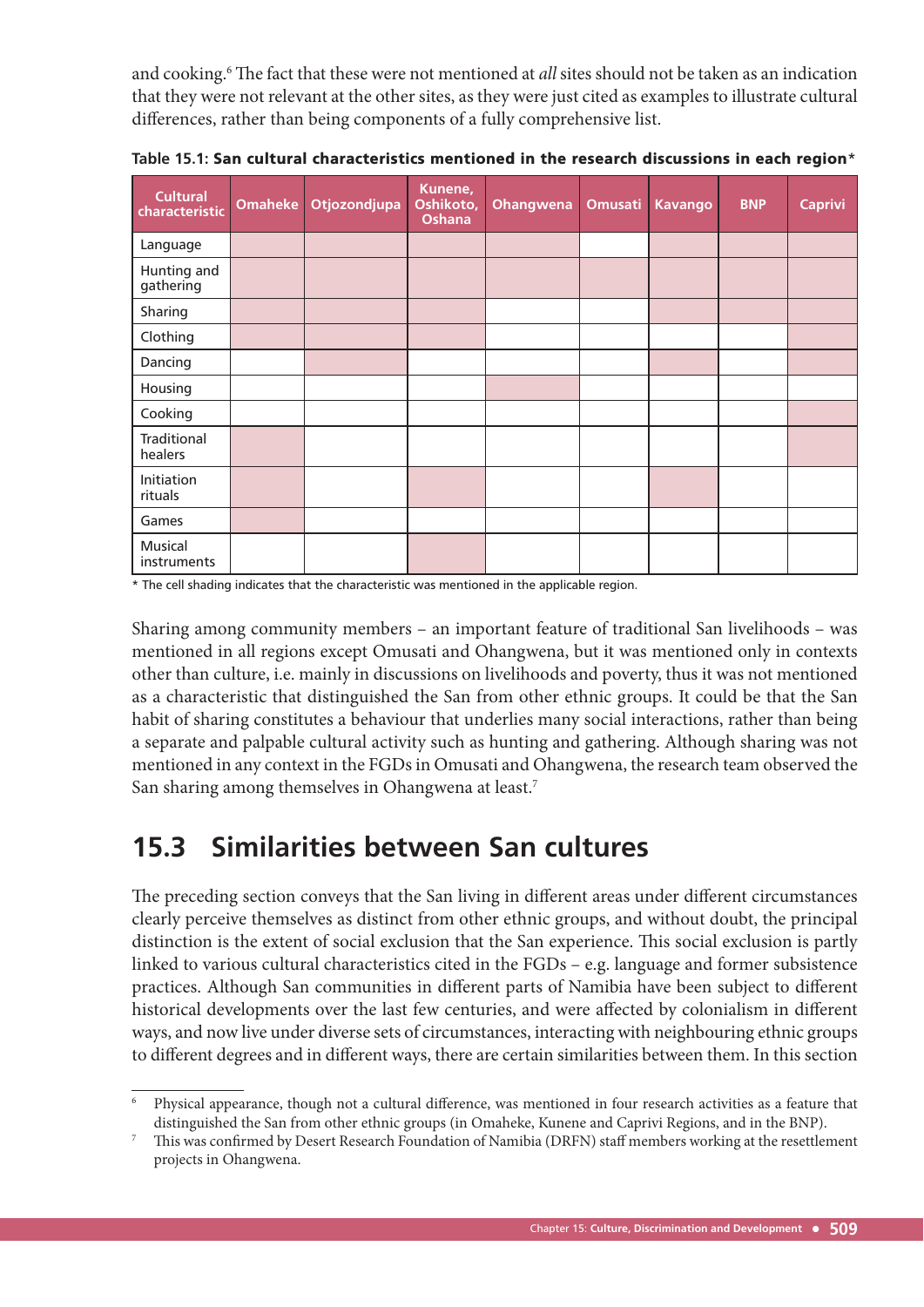and cooking.[6] The fact that these were not mentioned at *all* sites should not be taken as an indication that they were not relevant at the other sites, as they were just cited as examples to illustrate cultural differences, rather than being components of a fully comprehensive list.

**Table 15.1: San cultural characteristics mentioned in the research discussions in each region***

| Cultural characteristic | Omaheke | Otjozondjupa | Kunene, Oshikoto, Oshana | Ohangwena | Omusati | Kavango | BNP | Caprivi |
|---|---|---|---|---|---|---|---|---|
| Language | ■ | ■ | ■ | ■ | | ■ | ■ | ■ |
| Hunting and gathering | ■ | ■ | ■ | ■ | ■ | ■ | ■ | ■ |
| Sharing | ■ | ■ | ■ | | | ■ | ■ | ■ |
| Clothing | ■ | ■ | ■ | | | | | ■ |
| Dancing | | ■ | | | | ■ | | ■ |
| Housing | | | | ■ | | | | |
| Cooking | | | | | | | | ■ |
| Traditional healers | ■ | | | | | | | ■ |
| Initiation rituals | ■ | | ■ | | | ■ | | |
| Games | ■ | | | | | | | |
| Musical instruments | | | ■ | | | | | |

\* The cell shading indicates that the characteristic was mentioned in the applicable region.

Sharing among community members – an important feature of traditional San livelihoods – was mentioned in all regions except Omusati and Ohangwena, but it was mentioned only in contexts other than culture, i.e. mainly in discussions on livelihoods and poverty, thus it was not mentioned as a characteristic that distinguished the San from other ethnic groups. It could be that the San habit of sharing constitutes a behaviour that underlies many social interactions, rather than being a separate and palpable cultural activity such as hunting and gathering. Although sharing was not mentioned in any context in the FGDs in Omusati and Ohangwena, the research team observed the San sharing among themselves in Ohangwena at least.[7]

## 15.3 Similarities between San cultures

The preceding section conveys that the San living in different areas under different circumstances clearly perceive themselves as distinct from other ethnic groups, and without doubt, the principal distinction is the extent of social exclusion that the San experience. This social exclusion is partly linked to various cultural characteristics cited in the FGDs – e.g. language and former subsistence practices. Although San communities in different parts of Namibia have been subject to different historical developments over the last few centuries, and were affected by colonialism in different ways, and now live under diverse sets of circumstances, interacting with neighbouring ethnic groups to different degrees and in different ways, there are certain similarities between them. In this section

---

[6] Physical appearance, though not a cultural difference, was mentioned in four research activities as a feature that distinguished the San from other ethnic groups (in Omaheke, Kunene and Caprivi Regions, and in the BNP).

[7] This was confirmed by Desert Research Foundation of Namibia (DRFN) staff members working at the resettlement projects in Ohangwena.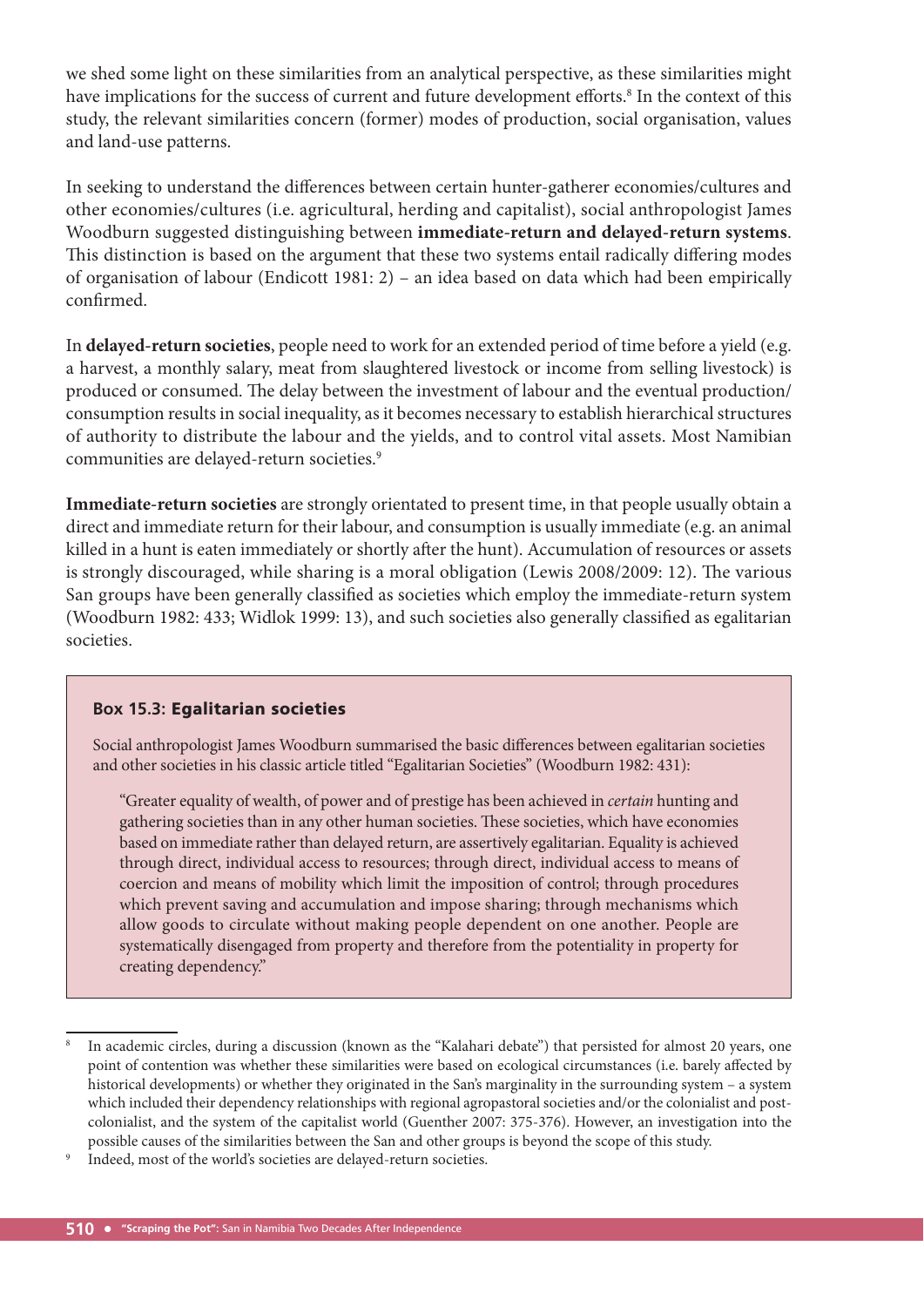we shed some light on these similarities from an analytical perspective, as these similarities might have implications for the success of current and future development efforts.[8] In the context of this study, the relevant similarities concern (former) modes of production, social organisation, values and land-use patterns.

In seeking to understand the differences between certain hunter-gatherer economies/cultures and other economies/cultures (i.e. agricultural, herding and capitalist), social anthropologist James Woodburn suggested distinguishing between **immediate-return and delayed-return systems**. This distinction is based on the argument that these two systems entail radically differing modes of organisation of labour (Endicott 1981: 2) – an idea based on data which had been empirically confirmed.

In **delayed-return societies**, people need to work for an extended period of time before a yield (e.g. a harvest, a monthly salary, meat from slaughtered livestock or income from selling livestock) is produced or consumed. The delay between the investment of labour and the eventual production/consumption results in social inequality, as it becomes necessary to establish hierarchical structures of authority to distribute the labour and the yields, and to control vital assets. Most Namibian communities are delayed-return societies.[9]

**Immediate-return societies** are strongly orientated to present time, in that people usually obtain a direct and immediate return for their labour, and consumption is usually immediate (e.g. an animal killed in a hunt is eaten immediately or shortly after the hunt). Accumulation of resources or assets is strongly discouraged, while sharing is a moral obligation (Lewis 2008/2009: 12). The various San groups have been generally classified as societies which employ the immediate-return system (Woodburn 1982: 433; Widlok 1999: 13), and such societies also generally classified as egalitarian societies.

### Box 15.3: Egalitarian societies

Social anthropologist James Woodburn summarised the basic differences between egalitarian societies and other societies in his classic article titled "Egalitarian Societies" (Woodburn 1982: 431):

> "Greater equality of wealth, of power and of prestige has been achieved in *certain* hunting and gathering societies than in any other human societies. These societies, which have economies based on immediate rather than delayed return, are assertively egalitarian. Equality is achieved through direct, individual access to resources; through direct, individual access to means of coercion and means of mobility which limit the imposition of control; through procedures which prevent saving and accumulation and impose sharing; through mechanisms which allow goods to circulate without making people dependent on one another. People are systematically disengaged from property and therefore from the potentiality in property for creating dependency."

---

[8] In academic circles, during a discussion (known as the "Kalahari debate") that persisted for almost 20 years, one point of contention was whether these similarities were based on ecological circumstances (i.e. barely affected by historical developments) or whether they originated in the San's marginality in the surrounding system – a system which included their dependency relationships with regional agropastoral societies and/or the colonialist and post-colonialist, and the system of the capitalist world (Guenther 2007: 375-376). However, an investigation into the possible causes of the similarities between the San and other groups is beyond the scope of this study.

[9] Indeed, most of the world's societies are delayed-return societies.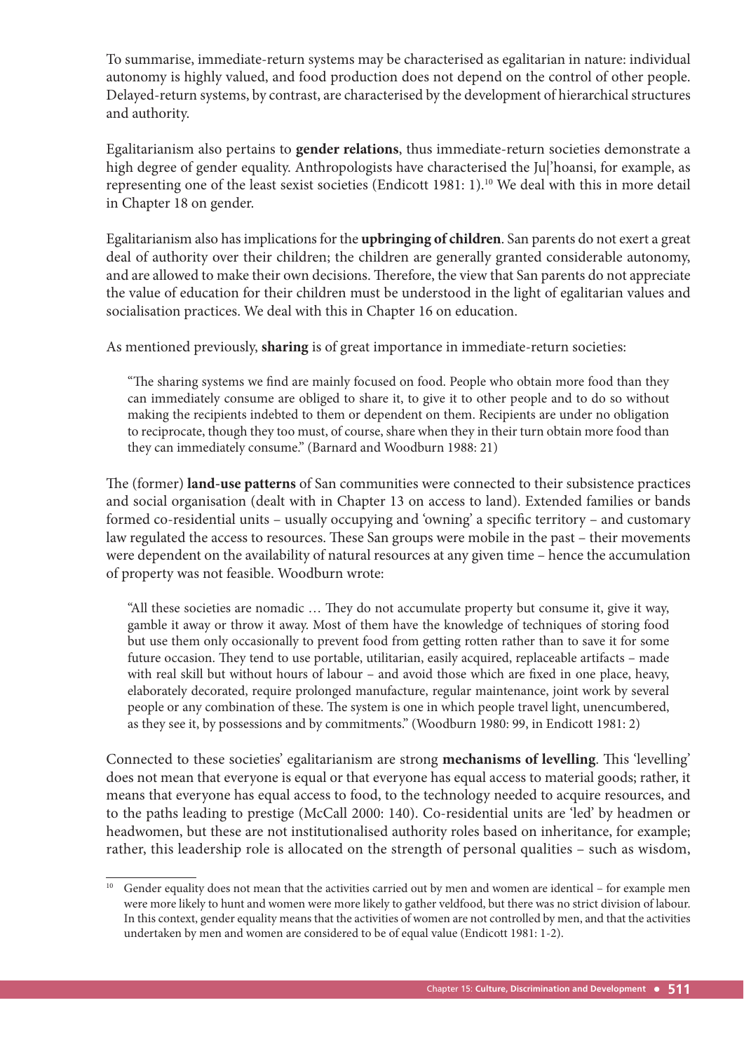To summarise, immediate-return systems may be characterised as egalitarian in nature: individual autonomy is highly valued, and food production does not depend on the control of other people. Delayed-return systems, by contrast, are characterised by the development of hierarchical structures and authority.

Egalitarianism also pertains to **gender relations**, thus immediate-return societies demonstrate a high degree of gender equality. Anthropologists have characterised the Ju|'hoansi, for example, as representing one of the least sexist societies (Endicott 1981: 1).[10] We deal with this in more detail in Chapter 18 on gender.

Egalitarianism also has implications for the **upbringing of children**. San parents do not exert a great deal of authority over their children; the children are generally granted considerable autonomy, and are allowed to make their own decisions. Therefore, the view that San parents do not appreciate the value of education for their children must be understood in the light of egalitarian values and socialisation practices. We deal with this in Chapter 16 on education.

As mentioned previously, **sharing** is of great importance in immediate-return societies:

> "The sharing systems we find are mainly focused on food. People who obtain more food than they can immediately consume are obliged to share it, to give it to other people and to do so without making the recipients indebted to them or dependent on them. Recipients are under no obligation to reciprocate, though they too must, of course, share when they in their turn obtain more food than they can immediately consume." (Barnard and Woodburn 1988: 21)

The (former) **land-use patterns** of San communities were connected to their subsistence practices and social organisation (dealt with in Chapter 13 on access to land). Extended families or bands formed co-residential units – usually occupying and 'owning' a specific territory – and customary law regulated the access to resources. These San groups were mobile in the past – their movements were dependent on the availability of natural resources at any given time – hence the accumulation of property was not feasible. Woodburn wrote:

> "All these societies are nomadic … They do not accumulate property but consume it, give it way, gamble it away or throw it away. Most of them have the knowledge of techniques of storing food but use them only occasionally to prevent food from getting rotten rather than to save it for some future occasion. They tend to use portable, utilitarian, easily acquired, replaceable artifacts – made with real skill but without hours of labour – and avoid those which are fixed in one place, heavy, elaborately decorated, require prolonged manufacture, regular maintenance, joint work by several people or any combination of these. The system is one in which people travel light, unencumbered, as they see it, by possessions and by commitments." (Woodburn 1980: 99, in Endicott 1981: 2)

Connected to these societies' egalitarianism are strong **mechanisms of levelling**. This 'levelling' does not mean that everyone is equal or that everyone has equal access to material goods; rather, it means that everyone has equal access to food, to the technology needed to acquire resources, and to the paths leading to prestige (McCall 2000: 140). Co-residential units are 'led' by headmen or headwomen, but these are not institutionalised authority roles based on inheritance, for example; rather, this leadership role is allocated on the strength of personal qualities – such as wisdom,

---

[10] Gender equality does not mean that the activities carried out by men and women are identical – for example men were more likely to hunt and women were more likely to gather veldfood, but there was no strict division of labour. In this context, gender equality means that the activities of women are not controlled by men, and that the activities undertaken by men and women are considered to be of equal value (Endicott 1981: 1-2).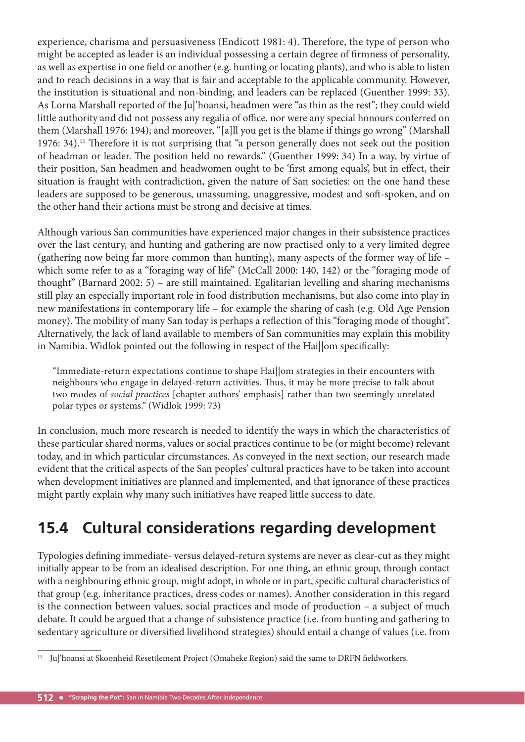experience, charisma and persuasiveness (Endicott 1981: 4). Therefore, the type of person who might be accepted as leader is an individual possessing a certain degree of firmness of personality, as well as expertise in one field or another (e.g. hunting or locating plants), and who is able to listen and to reach decisions in a way that is fair and acceptable to the applicable community. However, the institution is situational and non-binding, and leaders can be replaced (Guenther 1999: 33). As Lorna Marshall reported of the Ju|'hoansi, headmen were "as thin as the rest"; they could wield little authority and did not possess any regalia of office, nor were any special honours conferred on them (Marshall 1976: 194); and moreover, "[a]ll you get is the blame if things go wrong" (Marshall 1976: 34).[11] Therefore it is not surprising that "a person generally does not seek out the position of headman or leader. The position held no rewards." (Guenther 1999: 34) In a way, by virtue of their position, San headmen and headwomen ought to be 'first among equals', but in effect, their situation is fraught with contradiction, given the nature of San societies: on the one hand these leaders are supposed to be generous, unassuming, unaggressive, modest and soft-spoken, and on the other hand their actions must be strong and decisive at times.

Although various San communities have experienced major changes in their subsistence practices over the last century, and hunting and gathering are now practised only to a very limited degree (gathering now being far more common than hunting), many aspects of the former way of life – which some refer to as a "foraging way of life" (McCall 2000: 140, 142) or the "foraging mode of thought" (Barnard 2002: 5) – are still maintained. Egalitarian levelling and sharing mechanisms still play an especially important role in food distribution mechanisms, but also come into play in new manifestations in contemporary life – for example the sharing of cash (e.g. Old Age Pension money). The mobility of many San today is perhaps a reflection of this "foraging mode of thought". Alternatively, the lack of land available to members of San communities may explain this mobility in Namibia. Widlok pointed out the following in respect of the Hai||om specifically:

> "Immediate-return expectations continue to shape Hai||om strategies in their encounters with neighbours who engage in delayed-return activities. Thus, it may be more precise to talk about two modes of *social practices* [chapter authors' emphasis] rather than two seemingly unrelated polar types or systems." (Widlok 1999: 73)

In conclusion, much more research is needed to identify the ways in which the characteristics of these particular shared norms, values or social practices continue to be (or might become) relevant today, and in which particular circumstances. As conveyed in the next section, our research made evident that the critical aspects of the San peoples' cultural practices have to be taken into account when development initiatives are planned and implemented, and that ignorance of these practices might partly explain why many such initiatives have reaped little success to date.

## 15.4 Cultural considerations regarding development

Typologies defining immediate- versus delayed-return systems are never as clear-cut as they might initially appear to be from an idealised description. For one thing, an ethnic group, through contact with a neighbouring ethnic group, might adopt, in whole or in part, specific cultural characteristics of that group (e.g. inheritance practices, dress codes or names). Another consideration in this regard is the connection between values, social practices and mode of production – a subject of much debate. It could be argued that a change of subsistence practice (i.e. from hunting and gathering to sedentary agriculture or diversified livelihood strategies) should entail a change of values (i.e. from

---

[11] Ju|'hoansi at Skoonheid Resettlement Project (Omaheke Region) said the same to DRFN fieldworkers.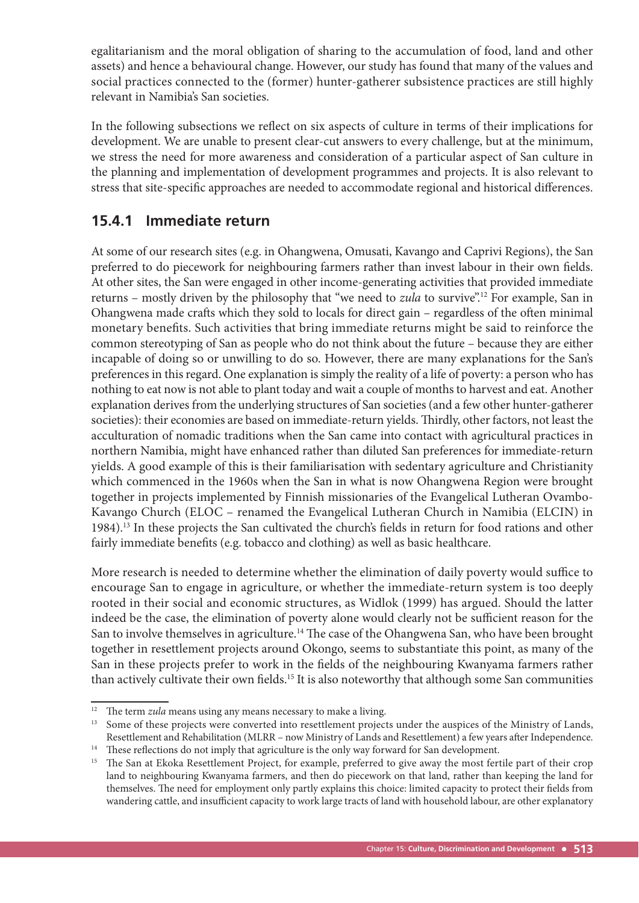egalitarianism and the moral obligation of sharing to the accumulation of food, land and other assets) and hence a behavioural change. However, our study has found that many of the values and social practices connected to the (former) hunter-gatherer subsistence practices are still highly relevant in Namibia's San societies.

In the following subsections we reflect on six aspects of culture in terms of their implications for development. We are unable to present clear-cut answers to every challenge, but at the minimum, we stress the need for more awareness and consideration of a particular aspect of San culture in the planning and implementation of development programmes and projects. It is also relevant to stress that site-specific approaches are needed to accommodate regional and historical differences.

## 15.4.1 Immediate return

At some of our research sites (e.g. in Ohangwena, Omusati, Kavango and Caprivi Regions), the San preferred to do piecework for neighbouring farmers rather than invest labour in their own fields. At other sites, the San were engaged in other income-generating activities that provided immediate returns – mostly driven by the philosophy that "we need to *zula* to survive".[12] For example, San in Ohangwena made crafts which they sold to locals for direct gain – regardless of the often minimal monetary benefits. Such activities that bring immediate returns might be said to reinforce the common stereotyping of San as people who do not think about the future – because they are either incapable of doing so or unwilling to do so. However, there are many explanations for the San's preferences in this regard. One explanation is simply the reality of a life of poverty: a person who has nothing to eat now is not able to plant today and wait a couple of months to harvest and eat. Another explanation derives from the underlying structures of San societies (and a few other hunter-gatherer societies): their economies are based on immediate-return yields. Thirdly, other factors, not least the acculturation of nomadic traditions when the San came into contact with agricultural practices in northern Namibia, might have enhanced rather than diluted San preferences for immediate-return yields. A good example of this is their familiarisation with sedentary agriculture and Christianity which commenced in the 1960s when the San in what is now Ohangwena Region were brought together in projects implemented by Finnish missionaries of the Evangelical Lutheran Ovambo-Kavango Church (ELOC – renamed the Evangelical Lutheran Church in Namibia (ELCIN) in 1984).[13] In these projects the San cultivated the church's fields in return for food rations and other fairly immediate benefits (e.g. tobacco and clothing) as well as basic healthcare.

More research is needed to determine whether the elimination of daily poverty would suffice to encourage San to engage in agriculture, or whether the immediate-return system is too deeply rooted in their social and economic structures, as Widlok (1999) has argued. Should the latter indeed be the case, the elimination of poverty alone would clearly not be sufficient reason for the San to involve themselves in agriculture.[14] The case of the Ohangwena San, who have been brought together in resettlement projects around Okongo, seems to substantiate this point, as many of the San in these projects prefer to work in the fields of the neighbouring Kwanyama farmers rather than actively cultivate their own fields.[15] It is also noteworthy that although some San communities

---

[12] The term *zula* means using any means necessary to make a living.

[13] Some of these projects were converted into resettlement projects under the auspices of the Ministry of Lands, Resettlement and Rehabilitation (MLRR – now Ministry of Lands and Resettlement) a few years after Independence.

[14] These reflections do not imply that agriculture is the only way forward for San development.

[15] The San at Ekoka Resettlement Project, for example, preferred to give away the most fertile part of their crop land to neighbouring Kwanyama farmers, and then do piecework on that land, rather than keeping the land for themselves. The need for employment only partly explains this choice: limited capacity to protect their fields from wandering cattle, and insufficient capacity to work large tracts of land with household labour, are other explanatory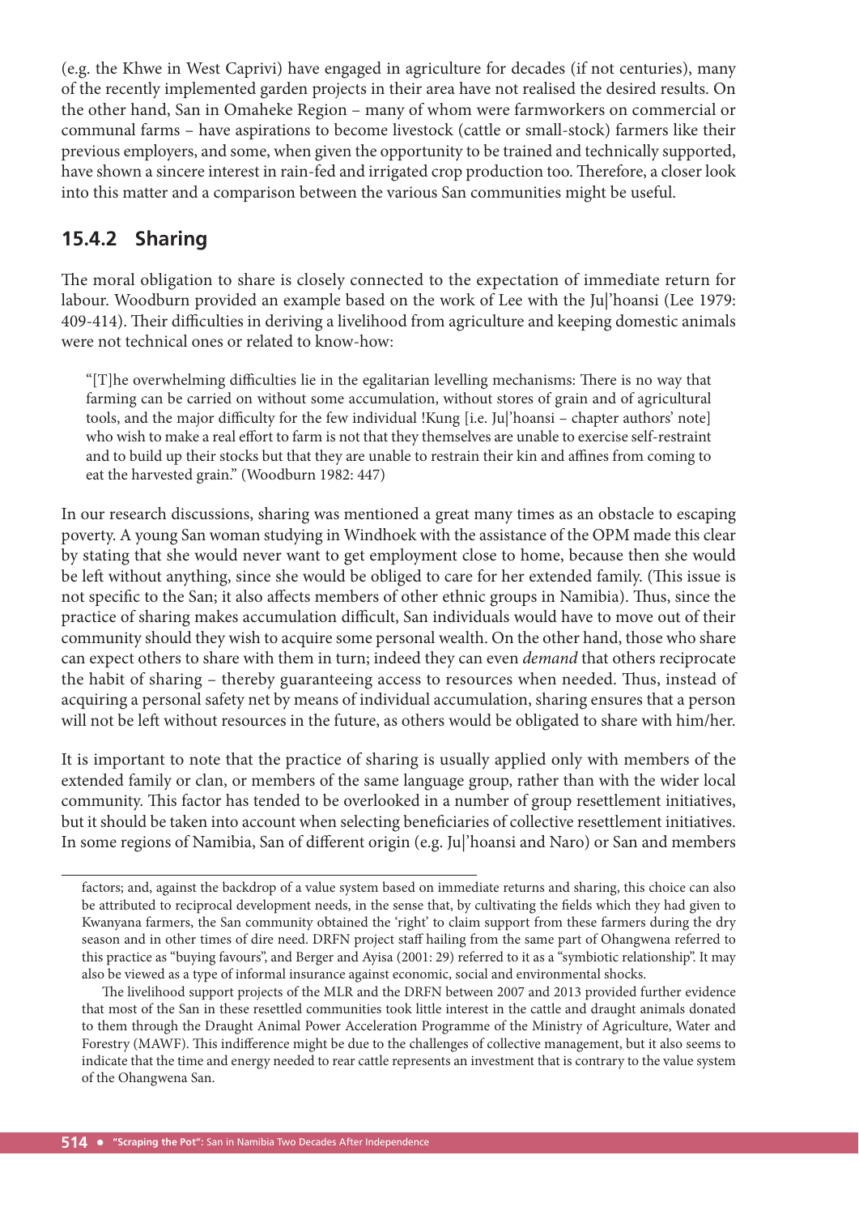(e.g. the Khwe in West Caprivi) have engaged in agriculture for decades (if not centuries), many of the recently implemented garden projects in their area have not realised the desired results. On the other hand, San in Omaheke Region – many of whom were farmworkers on commercial or communal farms – have aspirations to become livestock (cattle or small-stock) farmers like their previous employers, and some, when given the opportunity to be trained and technically supported, have shown a sincere interest in rain-fed and irrigated crop production too. Therefore, a closer look into this matter and a comparison between the various San communities might be useful.

## 15.4.2 Sharing

The moral obligation to share is closely connected to the expectation of immediate return for labour. Woodburn provided an example based on the work of Lee with the Ju|'hoansi (Lee 1979: 409-414). Their difficulties in deriving a livelihood from agriculture and keeping domestic animals were not technical ones or related to know-how:

> "[T]he overwhelming difficulties lie in the egalitarian levelling mechanisms: There is no way that farming can be carried on without some accumulation, without stores of grain and of agricultural tools, and the major difficulty for the few individual !Kung [i.e. Ju|'hoansi – chapter authors' note] who wish to make a real effort to farm is not that they themselves are unable to exercise self-restraint and to build up their stocks but that they are unable to restrain their kin and affines from coming to eat the harvested grain." (Woodburn 1982: 447)

In our research discussions, sharing was mentioned a great many times as an obstacle to escaping poverty. A young San woman studying in Windhoek with the assistance of the OPM made this clear by stating that she would never want to get employment close to home, because then she would be left without anything, since she would be obliged to care for her extended family. (This issue is not specific to the San; it also affects members of other ethnic groups in Namibia). Thus, since the practice of sharing makes accumulation difficult, San individuals would have to move out of their community should they wish to acquire some personal wealth. On the other hand, those who share can expect others to share with them in turn; indeed they can even *demand* that others reciprocate the habit of sharing – thereby guaranteeing access to resources when needed. Thus, instead of acquiring a personal safety net by means of individual accumulation, sharing ensures that a person will not be left without resources in the future, as others would be obligated to share with him/her.

It is important to note that the practice of sharing is usually applied only with members of the extended family or clan, or members of the same language group, rather than with the wider local community. This factor has tended to be overlooked in a number of group resettlement initiatives, but it should be taken into account when selecting beneficiaries of collective resettlement initiatives. In some regions of Namibia, San of different origin (e.g. Ju|'hoansi and Naro) or San and members

---

factors; and, against the backdrop of a value system based on immediate returns and sharing, this choice can also be attributed to reciprocal development needs, in the sense that, by cultivating the fields which they had given to Kwanyana farmers, the San community obtained the 'right' to claim support from these farmers during the dry season and in other times of dire need. DRFN project staff hailing from the same part of Ohangwena referred to this practice as "buying favours", and Berger and Ayisa (2001: 29) referred to it as a "symbiotic relationship". It may also be viewed as a type of informal insurance against economic, social and environmental shocks.

The livelihood support projects of the MLR and the DRFN between 2007 and 2013 provided further evidence that most of the San in these resettled communities took little interest in the cattle and draught animals donated to them through the Draught Animal Power Acceleration Programme of the Ministry of Agriculture, Water and Forestry (MAWF). This indifference might be due to the challenges of collective management, but it also seems to indicate that the time and energy needed to rear cattle represents an investment that is contrary to the value system of the Ohangwena San.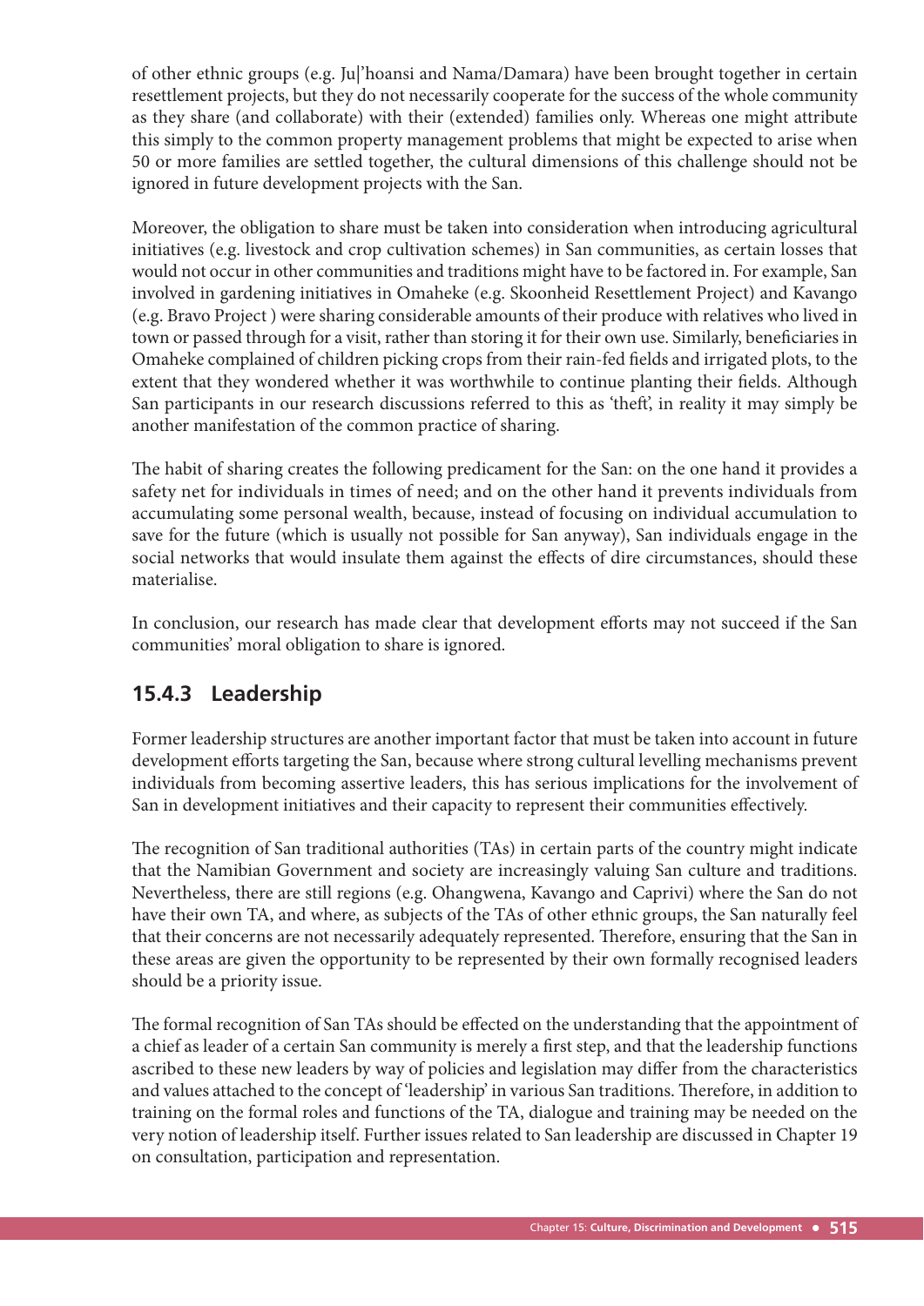of other ethnic groups (e.g. Ju|'hoansi and Nama/Damara) have been brought together in certain resettlement projects, but they do not necessarily cooperate for the success of the whole community as they share (and collaborate) with their (extended) families only. Whereas one might attribute this simply to the common property management problems that might be expected to arise when 50 or more families are settled together, the cultural dimensions of this challenge should not be ignored in future development projects with the San.

Moreover, the obligation to share must be taken into consideration when introducing agricultural initiatives (e.g. livestock and crop cultivation schemes) in San communities, as certain losses that would not occur in other communities and traditions might have to be factored in. For example, San involved in gardening initiatives in Omaheke (e.g. Skoonheid Resettlement Project) and Kavango (e.g. Bravo Project ) were sharing considerable amounts of their produce with relatives who lived in town or passed through for a visit, rather than storing it for their own use. Similarly, beneficiaries in Omaheke complained of children picking crops from their rain-fed fields and irrigated plots, to the extent that they wondered whether it was worthwhile to continue planting their fields. Although San participants in our research discussions referred to this as 'theft', in reality it may simply be another manifestation of the common practice of sharing.

The habit of sharing creates the following predicament for the San: on the one hand it provides a safety net for individuals in times of need; and on the other hand it prevents individuals from accumulating some personal wealth, because, instead of focusing on individual accumulation to save for the future (which is usually not possible for San anyway), San individuals engage in the social networks that would insulate them against the effects of dire circumstances, should these materialise.

In conclusion, our research has made clear that development efforts may not succeed if the San communities' moral obligation to share is ignored.

### 15.4.3 Leadership

Former leadership structures are another important factor that must be taken into account in future development efforts targeting the San, because where strong cultural levelling mechanisms prevent individuals from becoming assertive leaders, this has serious implications for the involvement of San in development initiatives and their capacity to represent their communities effectively.

The recognition of San traditional authorities (TAs) in certain parts of the country might indicate that the Namibian Government and society are increasingly valuing San culture and traditions. Nevertheless, there are still regions (e.g. Ohangwena, Kavango and Caprivi) where the San do not have their own TA, and where, as subjects of the TAs of other ethnic groups, the San naturally feel that their concerns are not necessarily adequately represented. Therefore, ensuring that the San in these areas are given the opportunity to be represented by their own formally recognised leaders should be a priority issue.

The formal recognition of San TAs should be effected on the understanding that the appointment of a chief as leader of a certain San community is merely a first step, and that the leadership functions ascribed to these new leaders by way of policies and legislation may differ from the characteristics and values attached to the concept of 'leadership' in various San traditions. Therefore, in addition to training on the formal roles and functions of the TA, dialogue and training may be needed on the very notion of leadership itself. Further issues related to San leadership are discussed in Chapter 19 on consultation, participation and representation.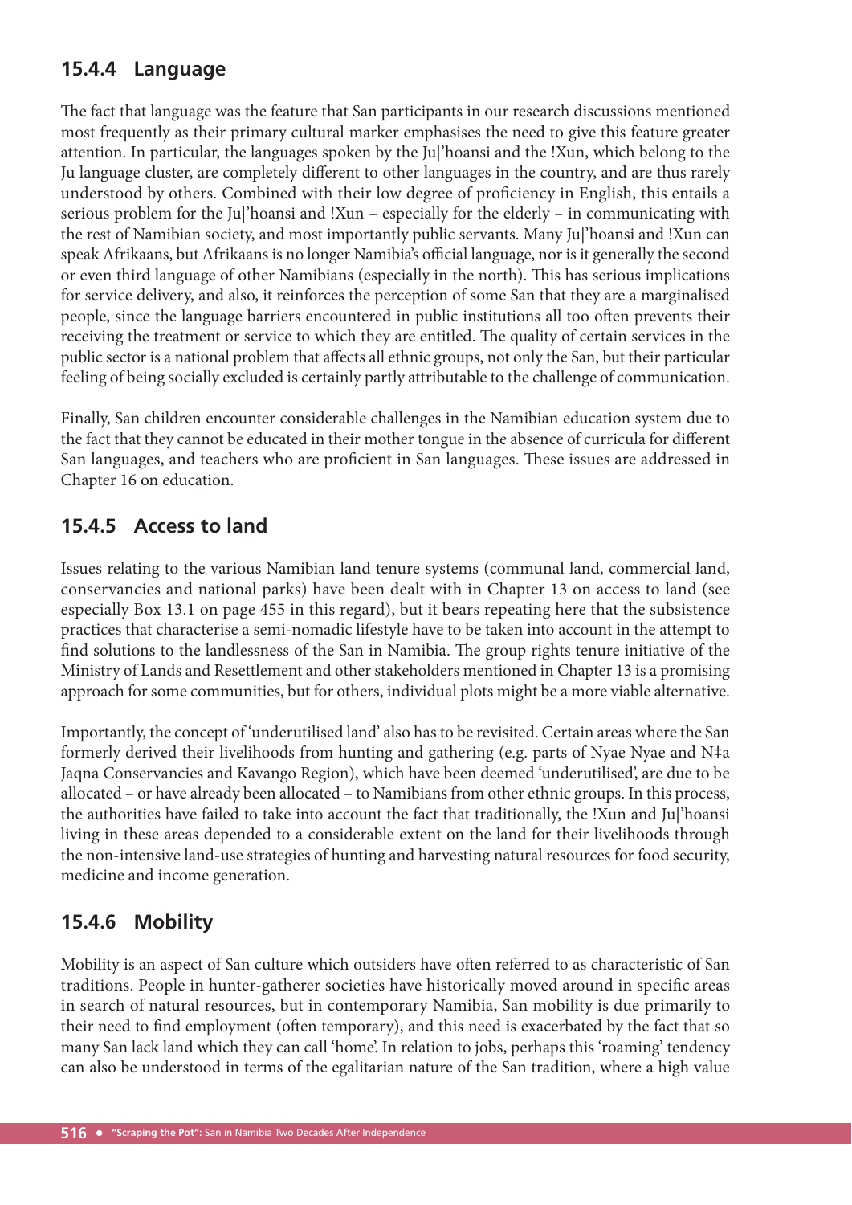### 15.4.4 Language

The fact that language was the feature that San participants in our research discussions mentioned most frequently as their primary cultural marker emphasises the need to give this feature greater attention. In particular, the languages spoken by the Ju|'hoansi and the !Xun, which belong to the Ju language cluster, are completely different to other languages in the country, and are thus rarely understood by others. Combined with their low degree of proficiency in English, this entails a serious problem for the Ju|'hoansi and !Xun – especially for the elderly – in communicating with the rest of Namibian society, and most importantly public servants. Many Ju|'hoansi and !Xun can speak Afrikaans, but Afrikaans is no longer Namibia's official language, nor is it generally the second or even third language of other Namibians (especially in the north). This has serious implications for service delivery, and also, it reinforces the perception of some San that they are a marginalised people, since the language barriers encountered in public institutions all too often prevents their receiving the treatment or service to which they are entitled. The quality of certain services in the public sector is a national problem that affects all ethnic groups, not only the San, but their particular feeling of being socially excluded is certainly partly attributable to the challenge of communication.

Finally, San children encounter considerable challenges in the Namibian education system due to the fact that they cannot be educated in their mother tongue in the absence of curricula for different San languages, and teachers who are proficient in San languages. These issues are addressed in Chapter 16 on education.

### 15.4.5 Access to land

Issues relating to the various Namibian land tenure systems (communal land, commercial land, conservancies and national parks) have been dealt with in Chapter 13 on access to land (see especially Box 13.1 on page 455 in this regard), but it bears repeating here that the subsistence practices that characterise a semi-nomadic lifestyle have to be taken into account in the attempt to find solutions to the landlessness of the San in Namibia. The group rights tenure initiative of the Ministry of Lands and Resettlement and other stakeholders mentioned in Chapter 13 is a promising approach for some communities, but for others, individual plots might be a more viable alternative.

Importantly, the concept of 'underutilised land' also has to be revisited. Certain areas where the San formerly derived their livelihoods from hunting and gathering (e.g. parts of Nyae Nyae and N‡a Jaqna Conservancies and Kavango Region), which have been deemed 'underutilised', are due to be allocated – or have already been allocated – to Namibians from other ethnic groups. In this process, the authorities have failed to take into account the fact that traditionally, the !Xun and Ju|'hoansi living in these areas depended to a considerable extent on the land for their livelihoods through the non-intensive land-use strategies of hunting and harvesting natural resources for food security, medicine and income generation.

### 15.4.6 Mobility

Mobility is an aspect of San culture which outsiders have often referred to as characteristic of San traditions. People in hunter-gatherer societies have historically moved around in specific areas in search of natural resources, but in contemporary Namibia, San mobility is due primarily to their need to find employment (often temporary), and this need is exacerbated by the fact that so many San lack land which they can call 'home'. In relation to jobs, perhaps this 'roaming' tendency can also be understood in terms of the egalitarian nature of the San tradition, where a high value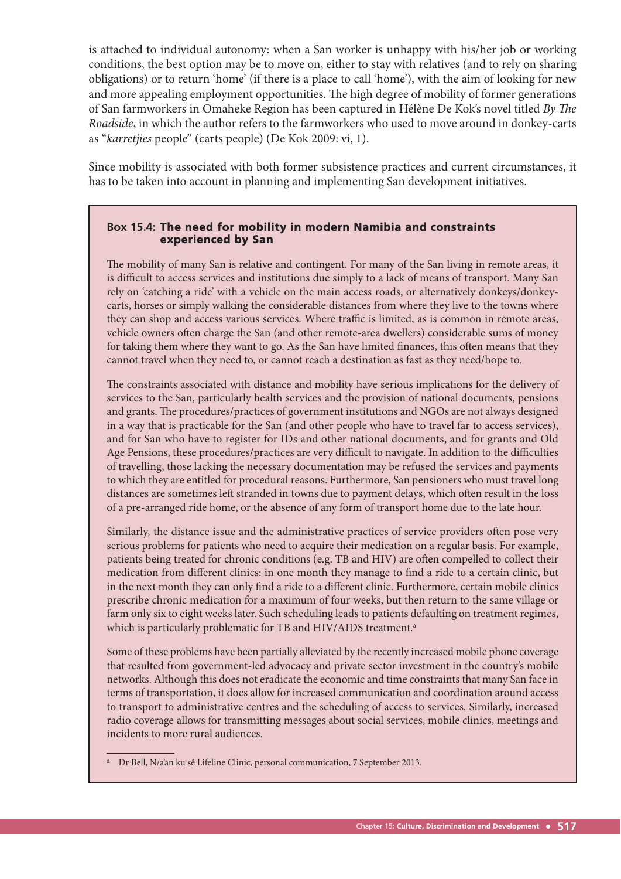is attached to individual autonomy: when a San worker is unhappy with his/her job or working conditions, the best option may be to move on, either to stay with relatives (and to rely on sharing obligations) or to return 'home' (if there is a place to call 'home'), with the aim of looking for new and more appealing employment opportunities. The high degree of mobility of former generations of San farmworkers in Omaheke Region has been captured in Hélène De Kok's novel titled *By The Roadside*, in which the author refers to the farmworkers who used to move around in donkey-carts as "*karretjies* people" (carts people) (De Kok 2009: vi, 1).

Since mobility is associated with both former subsistence practices and current circumstances, it has to be taken into account in planning and implementing San development initiatives.

### Box 15.4: The need for mobility in modern Namibia and constraints experienced by San

The mobility of many San is relative and contingent. For many of the San living in remote areas, it is difficult to access services and institutions due simply to a lack of means of transport. Many San rely on 'catching a ride' with a vehicle on the main access roads, or alternatively donkeys/donkey-carts, horses or simply walking the considerable distances from where they live to the towns where they can shop and access various services. Where traffic is limited, as is common in remote areas, vehicle owners often charge the San (and other remote-area dwellers) considerable sums of money for taking them where they want to go. As the San have limited finances, this often means that they cannot travel when they need to, or cannot reach a destination as fast as they need/hope to.

The constraints associated with distance and mobility have serious implications for the delivery of services to the San, particularly health services and the provision of national documents, pensions and grants. The procedures/practices of government institutions and NGOs are not always designed in a way that is practicable for the San (and other people who have to travel far to access services), and for San who have to register for IDs and other national documents, and for grants and Old Age Pensions, these procedures/practices are very difficult to navigate. In addition to the difficulties of travelling, those lacking the necessary documentation may be refused the services and payments to which they are entitled for procedural reasons. Furthermore, San pensioners who must travel long distances are sometimes left stranded in towns due to payment delays, which often result in the loss of a pre-arranged ride home, or the absence of any form of transport home due to the late hour.

Similarly, the distance issue and the administrative practices of service providers often pose very serious problems for patients who need to acquire their medication on a regular basis. For example, patients being treated for chronic conditions (e.g. TB and HIV) are often compelled to collect their medication from different clinics: in one month they manage to find a ride to a certain clinic, but in the next month they can only find a ride to a different clinic. Furthermore, certain mobile clinics prescribe chronic medication for a maximum of four weeks, but then return to the same village or farm only six to eight weeks later. Such scheduling leads to patients defaulting on treatment regimes, which is particularly problematic for TB and HIV/AIDS treatment.[a]

Some of these problems have been partially alleviated by the recently increased mobile phone coverage that resulted from government-led advocacy and private sector investment in the country's mobile networks. Although this does not eradicate the economic and time constraints that many San face in terms of transportation, it does allow for increased communication and coordination around access to transport to administrative centres and the scheduling of access to services. Similarly, increased radio coverage allows for transmitting messages about social services, mobile clinics, meetings and incidents to more rural audiences.

[a] Dr Bell, N/a'an ku sê Lifeline Clinic, personal communication, 7 September 2013.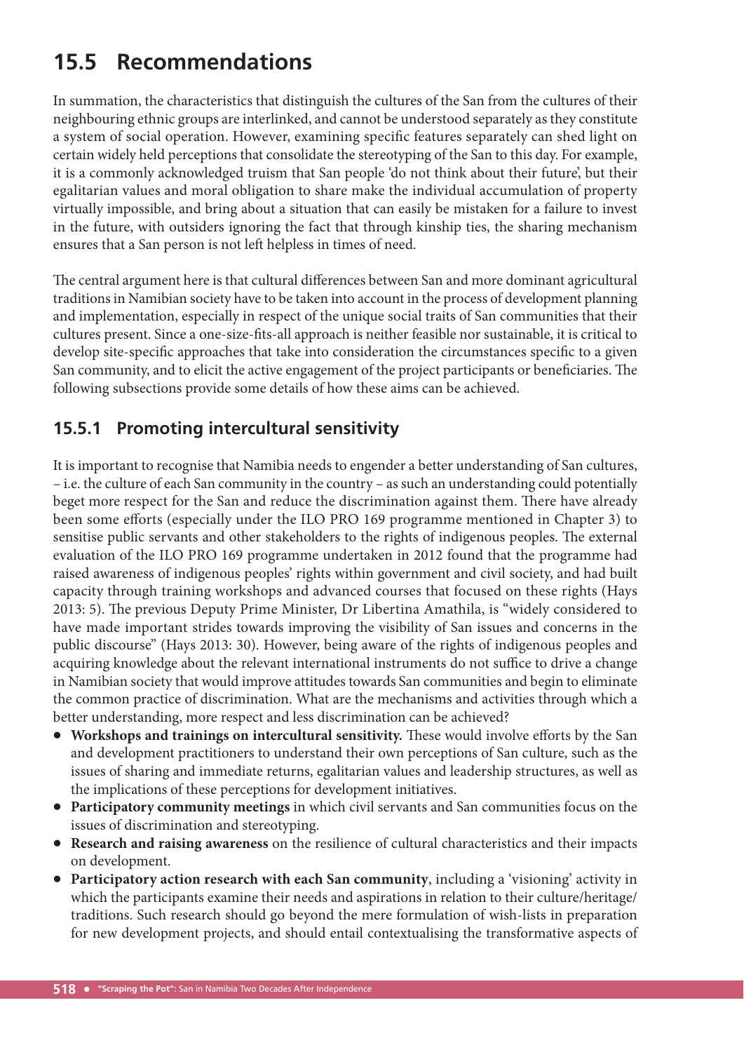## 15.5 Recommendations

In summation, the characteristics that distinguish the cultures of the San from the cultures of their neighbouring ethnic groups are interlinked, and cannot be understood separately as they constitute a system of social operation. However, examining specific features separately can shed light on certain widely held perceptions that consolidate the stereotyping of the San to this day. For example, it is a commonly acknowledged truism that San people 'do not think about their future', but their egalitarian values and moral obligation to share make the individual accumulation of property virtually impossible, and bring about a situation that can easily be mistaken for a failure to invest in the future, with outsiders ignoring the fact that through kinship ties, the sharing mechanism ensures that a San person is not left helpless in times of need.

The central argument here is that cultural differences between San and more dominant agricultural traditions in Namibian society have to be taken into account in the process of development planning and implementation, especially in respect of the unique social traits of San communities that their cultures present. Since a one-size-fits-all approach is neither feasible nor sustainable, it is critical to develop site-specific approaches that take into consideration the circumstances specific to a given San community, and to elicit the active engagement of the project participants or beneficiaries. The following subsections provide some details of how these aims can be achieved.

### 15.5.1 Promoting intercultural sensitivity

It is important to recognise that Namibia needs to engender a better understanding of San cultures, – i.e. the culture of each San community in the country – as such an understanding could potentially beget more respect for the San and reduce the discrimination against them. There have already been some efforts (especially under the ILO PRO 169 programme mentioned in Chapter 3) to sensitise public servants and other stakeholders to the rights of indigenous peoples. The external evaluation of the ILO PRO 169 programme undertaken in 2012 found that the programme had raised awareness of indigenous peoples' rights within government and civil society, and had built capacity through training workshops and advanced courses that focused on these rights (Hays 2013: 5). The previous Deputy Prime Minister, Dr Libertina Amathila, is "widely considered to have made important strides towards improving the visibility of San issues and concerns in the public discourse" (Hays 2013: 30). However, being aware of the rights of indigenous peoples and acquiring knowledge about the relevant international instruments do not suffice to drive a change in Namibian society that would improve attitudes towards San communities and begin to eliminate the common practice of discrimination. What are the mechanisms and activities through which a better understanding, more respect and less discrimination can be achieved?

- **Workshops and trainings on intercultural sensitivity.** These would involve efforts by the San and development practitioners to understand their own perceptions of San culture, such as the issues of sharing and immediate returns, egalitarian values and leadership structures, as well as the implications of these perceptions for development initiatives.
- **Participatory community meetings** in which civil servants and San communities focus on the issues of discrimination and stereotyping.
- **Research and raising awareness** on the resilience of cultural characteristics and their impacts on development.
- **Participatory action research with each San community**, including a 'visioning' activity in which the participants examine their needs and aspirations in relation to their culture/heritage/traditions. Such research should go beyond the mere formulation of wish-lists in preparation for new development projects, and should entail contextualising the transformative aspects of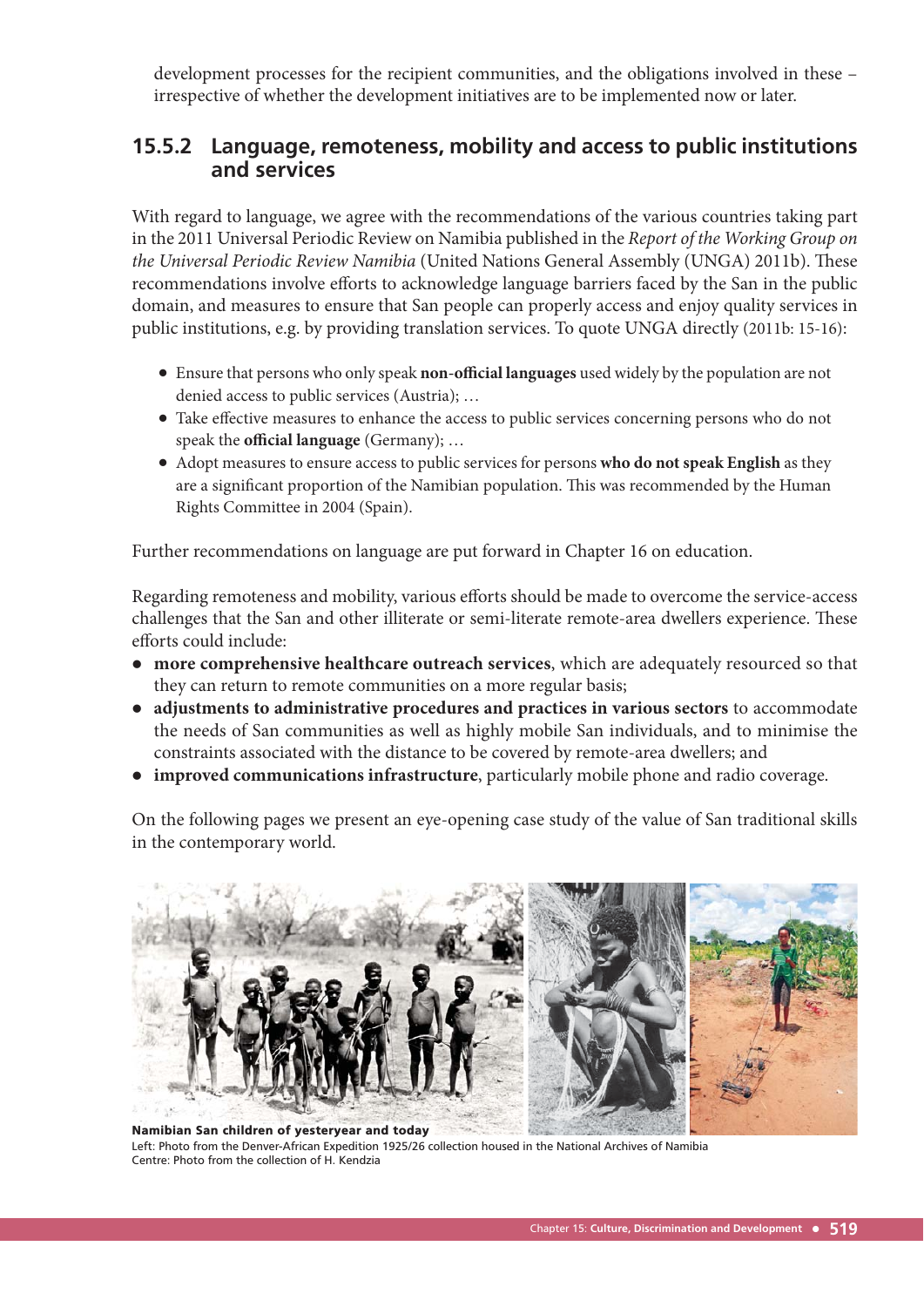development processes for the recipient communities, and the obligations involved in these – irrespective of whether the development initiatives are to be implemented now or later.

### 15.5.2 Language, remoteness, mobility and access to public institutions and services

With regard to language, we agree with the recommendations of the various countries taking part in the 2011 Universal Periodic Review on Namibia published in the *Report of the Working Group on the Universal Periodic Review Namibia* (United Nations General Assembly (UNGA) 2011b). These recommendations involve efforts to acknowledge language barriers faced by the San in the public domain, and measures to ensure that San people can properly access and enjoy quality services in public institutions, e.g. by providing translation services. To quote UNGA directly (2011b: 15-16):

- Ensure that persons who only speak **non-official languages** used widely by the population are not denied access to public services (Austria); …
- Take effective measures to enhance the access to public services concerning persons who do not speak the **official language** (Germany); …
- Adopt measures to ensure access to public services for persons **who do not speak English** as they are a significant proportion of the Namibian population. This was recommended by the Human Rights Committee in 2004 (Spain).

Further recommendations on language are put forward in Chapter 16 on education.

Regarding remoteness and mobility, various efforts should be made to overcome the service-access challenges that the San and other illiterate or semi-literate remote-area dwellers experience. These efforts could include:

- **more comprehensive healthcare outreach services**, which are adequately resourced so that they can return to remote communities on a more regular basis;
- **adjustments to administrative procedures and practices in various sectors** to accommodate the needs of San communities as well as highly mobile San individuals, and to minimise the constraints associated with the distance to be covered by remote-area dwellers; and
- **improved communications infrastructure**, particularly mobile phone and radio coverage.

On the following pages we present an eye-opening case study of the value of San traditional skills in the contemporary world.

**Namibian San children of yesteryear and today**
Left: Photo from the Denver-African Expedition 1925/26 collection housed in the National Archives of Namibia
Centre: Photo from the collection of H. Kendzia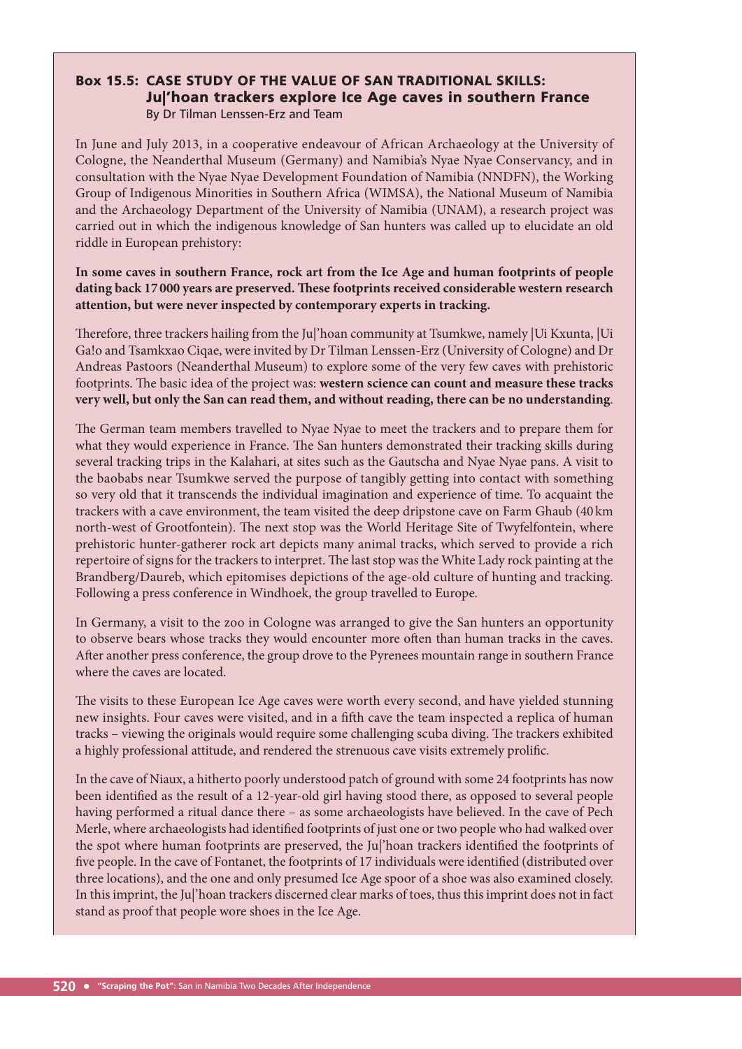### Box 15.5: CASE STUDY OF THE VALUE OF SAN TRADITIONAL SKILLS: Ju|'hoan trackers explore Ice Age caves in southern France

By Dr Tilman Lenssen-Erz and Team

In June and July 2013, in a cooperative endeavour of African Archaeology at the University of Cologne, the Neanderthal Museum (Germany) and Namibia's Nyae Nyae Conservancy, and in consultation with the Nyae Nyae Development Foundation of Namibia (NNDFN), the Working Group of Indigenous Minorities in Southern Africa (WIMSA), the National Museum of Namibia and the Archaeology Department of the University of Namibia (UNAM), a research project was carried out in which the indigenous knowledge of San hunters was called up to elucidate an old riddle in European prehistory:

**In some caves in southern France, rock art from the Ice Age and human footprints of people dating back 17 000 years are preserved. These footprints received considerable western research attention, but were never inspected by contemporary experts in tracking.**

Therefore, three trackers hailing from the Ju|'hoan community at Tsumkwe, namely |Ui Kxunta, |Ui Ga!o and Tsamkxao Ciqae, were invited by Dr Tilman Lenssen-Erz (University of Cologne) and Dr Andreas Pastoors (Neanderthal Museum) to explore some of the very few caves with prehistoric footprints. The basic idea of the project was: **western science can count and measure these tracks very well, but only the San can read them, and without reading, there can be no understanding**.

The German team members travelled to Nyae Nyae to meet the trackers and to prepare them for what they would experience in France. The San hunters demonstrated their tracking skills during several tracking trips in the Kalahari, at sites such as the Gautscha and Nyae Nyae pans. A visit to the baobabs near Tsumkwe served the purpose of tangibly getting into contact with something so very old that it transcends the individual imagination and experience of time. To acquaint the trackers with a cave environment, the team visited the deep dripstone cave on Farm Ghaub (40 km north-west of Grootfontein). The next stop was the World Heritage Site of Twyfelfontein, where prehistoric hunter-gatherer rock art depicts many animal tracks, which served to provide a rich repertoire of signs for the trackers to interpret. The last stop was the White Lady rock painting at the Brandberg/Daureb, which epitomises depictions of the age-old culture of hunting and tracking. Following a press conference in Windhoek, the group travelled to Europe.

In Germany, a visit to the zoo in Cologne was arranged to give the San hunters an opportunity to observe bears whose tracks they would encounter more often than human tracks in the caves. After another press conference, the group drove to the Pyrenees mountain range in southern France where the caves are located.

The visits to these European Ice Age caves were worth every second, and have yielded stunning new insights. Four caves were visited, and in a fifth cave the team inspected a replica of human tracks – viewing the originals would require some challenging scuba diving. The trackers exhibited a highly professional attitude, and rendered the strenuous cave visits extremely prolific.

In the cave of Niaux, a hitherto poorly understood patch of ground with some 24 footprints has now been identified as the result of a 12-year-old girl having stood there, as opposed to several people having performed a ritual dance there – as some archaeologists have believed. In the cave of Pech Merle, where archaeologists had identified footprints of just one or two people who had walked over the spot where human footprints are preserved, the Ju|'hoan trackers identified the footprints of five people. In the cave of Fontanet, the footprints of 17 individuals were identified (distributed over three locations), and the one and only presumed Ice Age spoor of a shoe was also examined closely. In this imprint, the Ju|'hoan trackers discerned clear marks of toes, thus this imprint does not in fact stand as proof that people wore shoes in the Ice Age.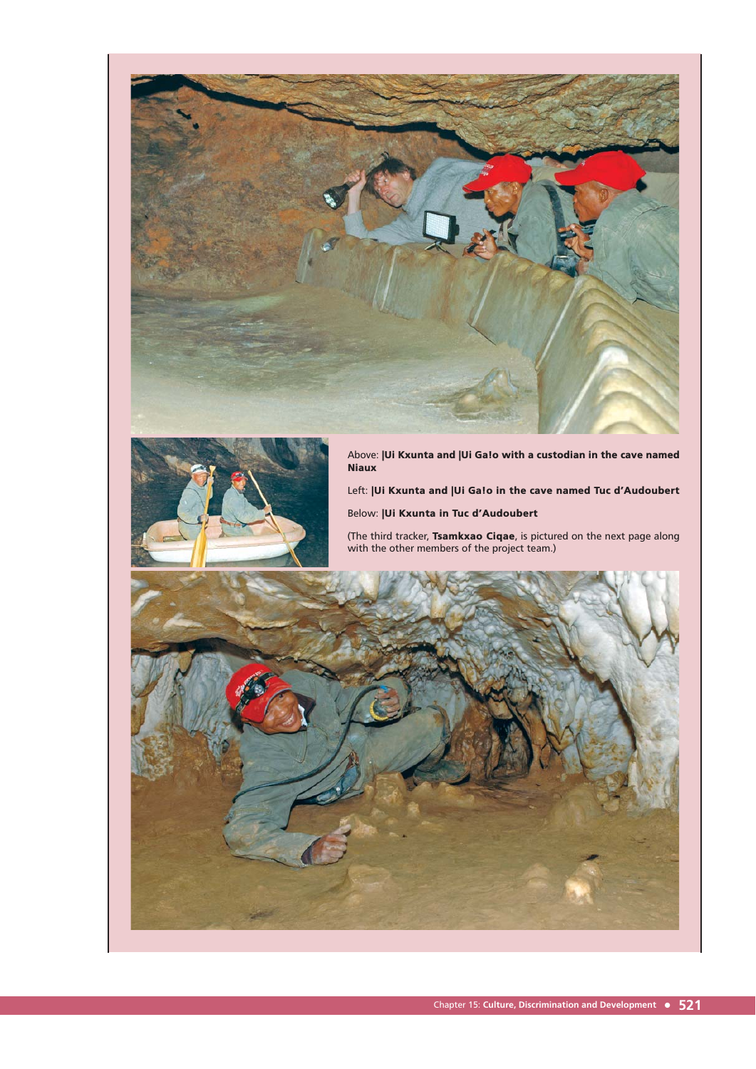Above: **|Ui Kxunta and |Ui Ga!o with a custodian in the cave named Niaux**

Left: **|Ui Kxunta and |Ui Ga!o in the cave named Tuc d'Audoubert**

Below: **|Ui Kxunta in Tuc d'Audoubert**

(The third tracker, **Tsamkxao Ciqae**, is pictured on the next page along with the other members of the project team.)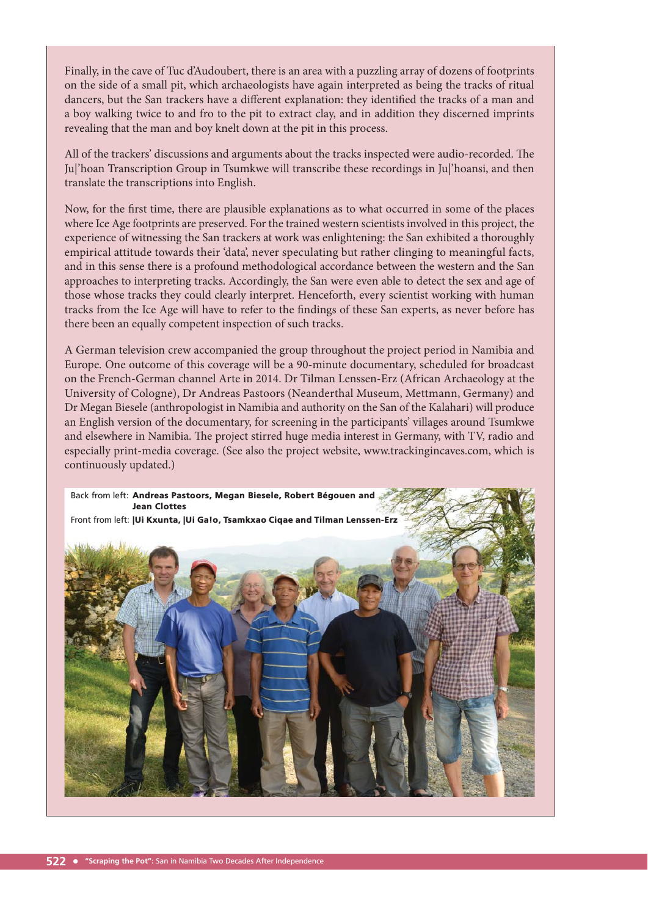Finally, in the cave of Tuc d'Audoubert, there is an area with a puzzling array of dozens of footprints on the side of a small pit, which archaeologists have again interpreted as being the tracks of ritual dancers, but the San trackers have a different explanation: they identified the tracks of a man and a boy walking twice to and fro to the pit to extract clay, and in addition they discerned imprints revealing that the man and boy knelt down at the pit in this process.

All of the trackers' discussions and arguments about the tracks inspected were audio-recorded. The Ju|'hoan Transcription Group in Tsumkwe will transcribe these recordings in Ju|'hoansi, and then translate the transcriptions into English.

Now, for the first time, there are plausible explanations as to what occurred in some of the places where Ice Age footprints are preserved. For the trained western scientists involved in this project, the experience of witnessing the San trackers at work was enlightening: the San exhibited a thoroughly empirical attitude towards their 'data', never speculating but rather clinging to meaningful facts, and in this sense there is a profound methodological accordance between the western and the San approaches to interpreting tracks. Accordingly, the San were even able to detect the sex and age of those whose tracks they could clearly interpret. Henceforth, every scientist working with human tracks from the Ice Age will have to refer to the findings of these San experts, as never before has there been an equally competent inspection of such tracks.

A German television crew accompanied the group throughout the project period in Namibia and Europe. One outcome of this coverage will be a 90-minute documentary, scheduled for broadcast on the French-German channel Arte in 2014. Dr Tilman Lenssen-Erz (African Archaeology at the University of Cologne), Dr Andreas Pastoors (Neanderthal Museum, Mettmann, Germany) and Dr Megan Biesele (anthropologist in Namibia and authority on the San of the Kalahari) will produce an English version of the documentary, for screening in the participants' villages around Tsumkwe and elsewhere in Namibia. The project stirred huge media interest in Germany, with TV, radio and especially print-media coverage. (See also the project website, www.trackingincaves.com, which is continuously updated.)

Back from left: **Andreas Pastoors, Megan Biesele, Robert Bégouen and Jean Clottes**

Front from left: **|Ui Kxunta, |Ui Ga!o, Tsamkxao Ciqae and Tilman Lenssen-Erz**